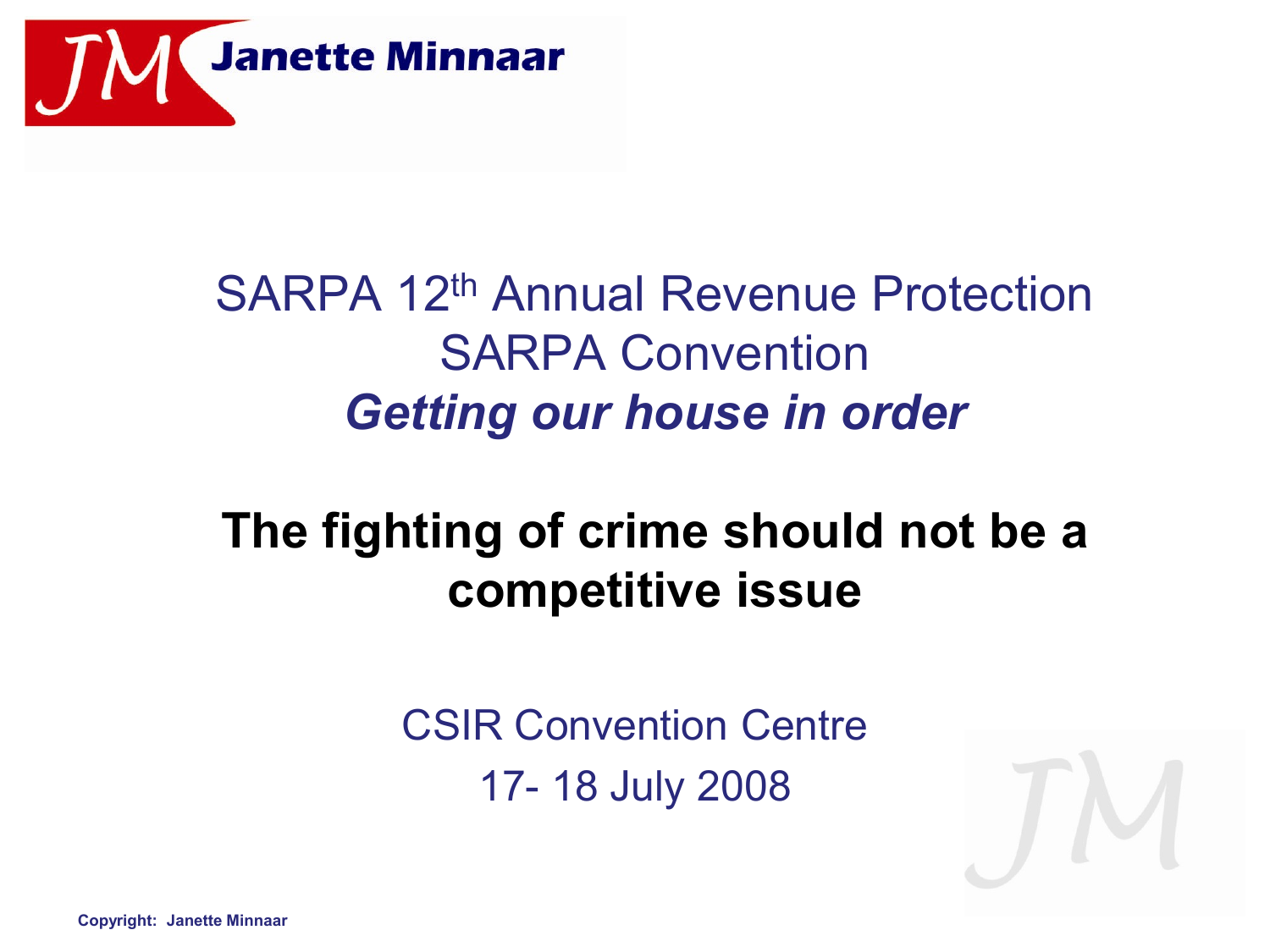Janette Minnaar

# SARPA 12th Annual Revenue Protection SARPA Convention

## *Getting our house in order*

## **The fighting of crime should not be a competitive issue**

CSIR Convention Centre

17- 18 July 2008

**Copyright: Janette Minnaar**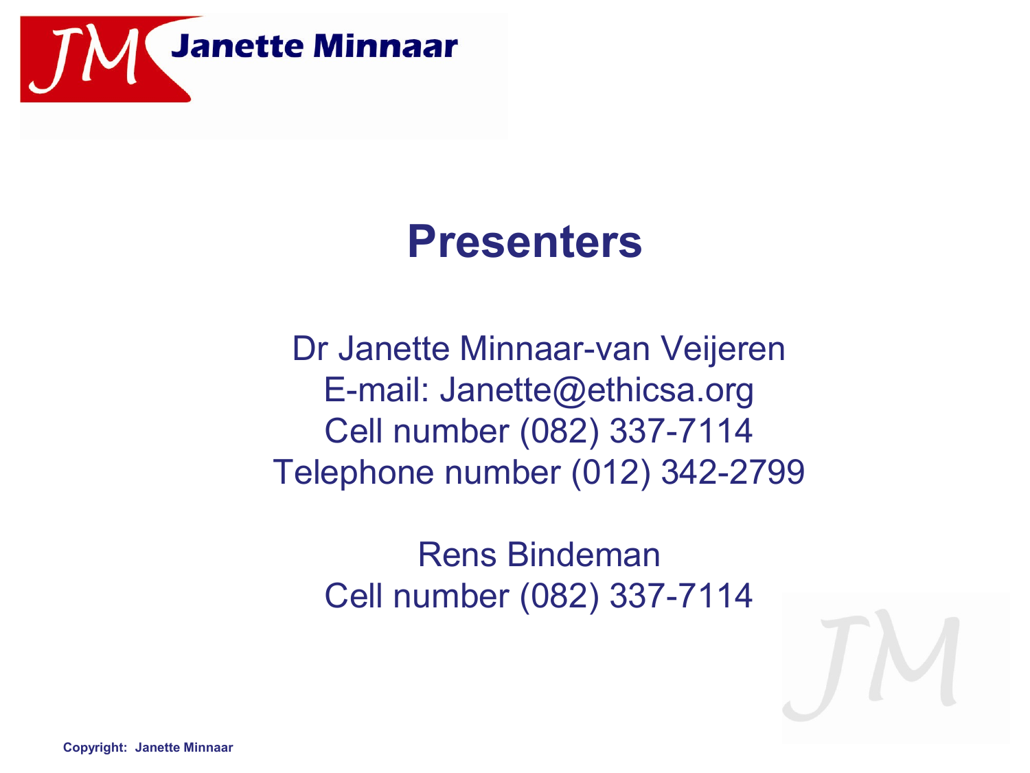# Presenters

Dr Janette Minnaar-van Veijeren
E-mail: Janette@ethicsa.org
Cell number (082) 337-7114
Telephone number (012) 342-2799

Rens Bindeman
Cell number (082) 337-7114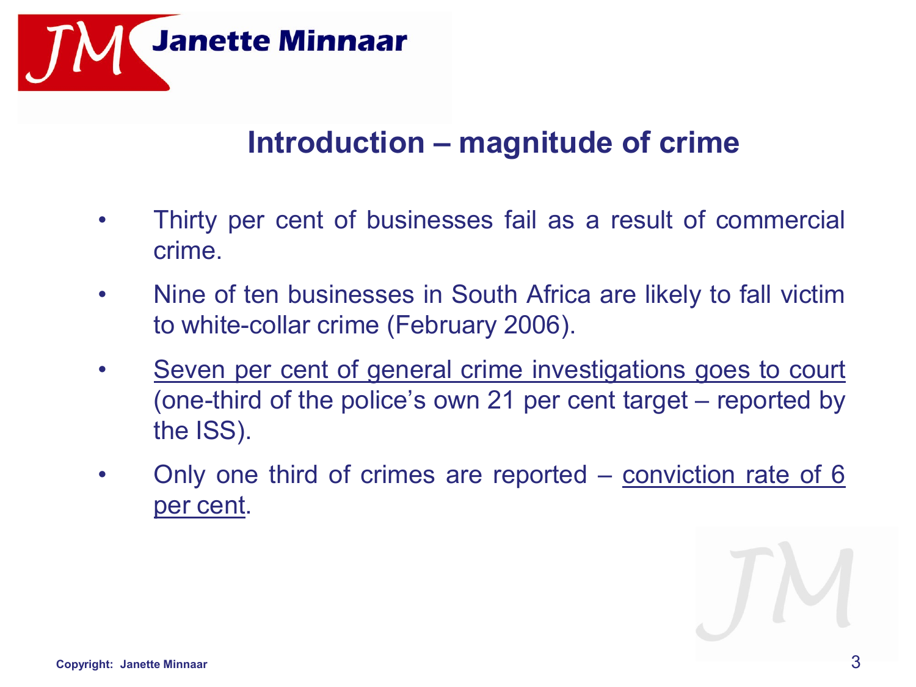## Introduction – magnitude of crime

- Thirty per cent of businesses fail as a result of commercial crime.
- Nine of ten businesses in South Africa are likely to fall victim to white-collar crime (February 2006).
- <u>Seven per cent of general crime investigations goes to court</u> (one-third of the police's own 21 per cent target – reported by the ISS).
- Only one third of crimes are reported – <u>conviction rate of 6 per cent</u>.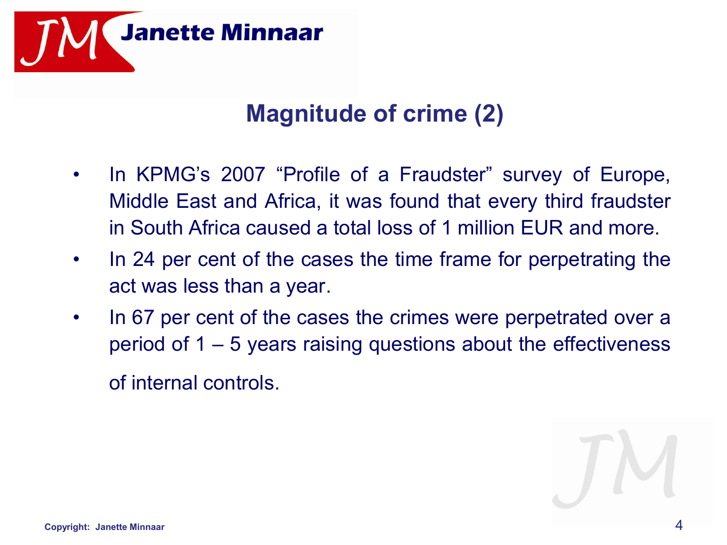## Magnitude of crime (2)

- In KPMG's 2007 "Profile of a Fraudster" survey of Europe, Middle East and Africa, it was found that every third fraudster in South Africa caused a total loss of 1 million EUR and more.
- In 24 per cent of the cases the time frame for perpetrating the act was less than a year.
- In 67 per cent of the cases the crimes were perpetrated over a period of 1 – 5 years raising questions about the effectiveness of internal controls.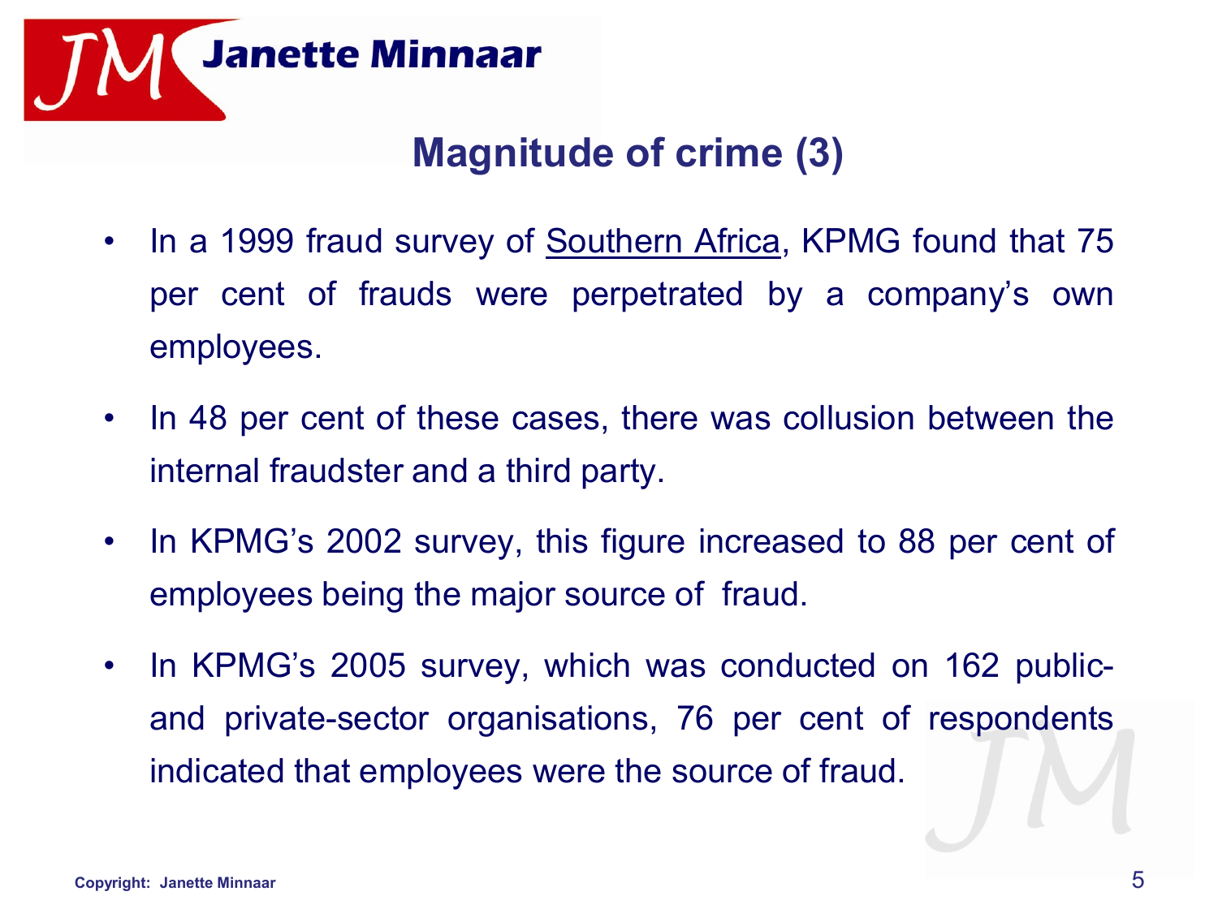## Magnitude of crime (3)

- In a 1999 fraud survey of Southern Africa, KPMG found that 75 per cent of frauds were perpetrated by a company's own employees.
- In 48 per cent of these cases, there was collusion between the internal fraudster and a third party.
- In KPMG's 2002 survey, this figure increased to 88 per cent of employees being the major source of fraud.
- In KPMG's 2005 survey, which was conducted on 162 public- and private-sector organisations, 76 per cent of respondents indicated that employees were the source of fraud.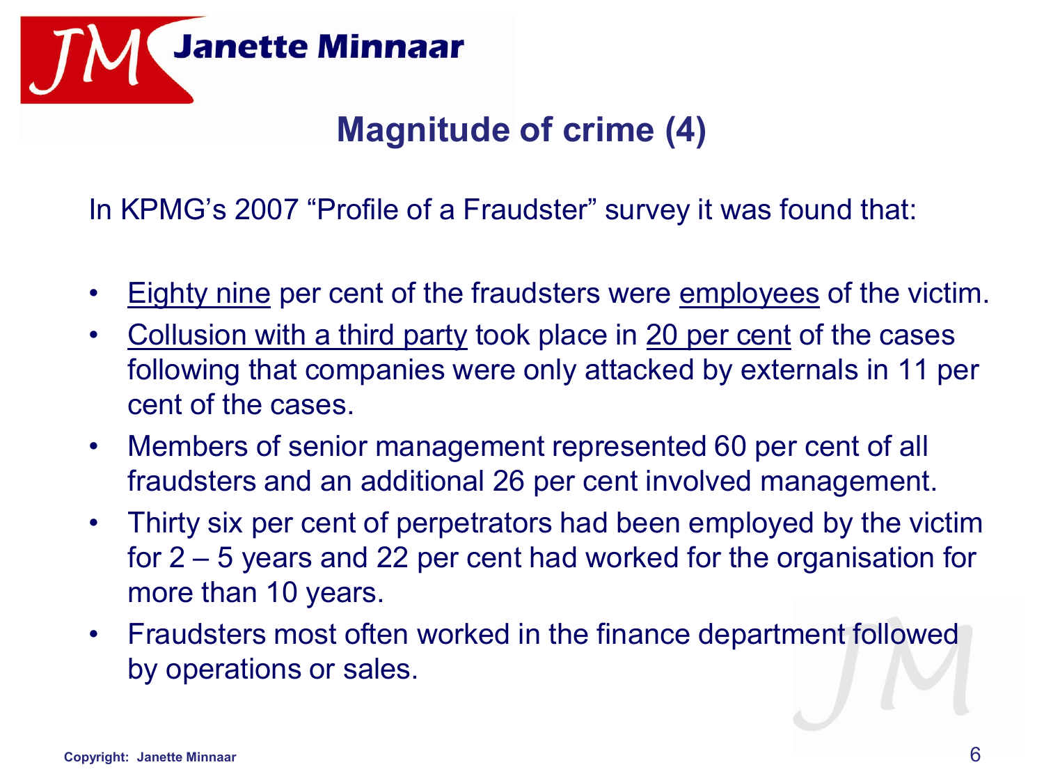## Magnitude of crime (4)

In KPMG's 2007 "Profile of a Fraudster" survey it was found that:

- <u>Eighty nine</u> per cent of the fraudsters were <u>employees</u> of the victim.
- <u>Collusion with a third party</u> took place in <u>20 per cent</u> of the cases following that companies were only attacked by externals in 11 per cent of the cases.
- Members of senior management represented 60 per cent of all fraudsters and an additional 26 per cent involved management.
- Thirty six per cent of perpetrators had been employed by the victim for 2 – 5 years and 22 per cent had worked for the organisation for more than 10 years.
- Fraudsters most often worked in the finance department followed by operations or sales.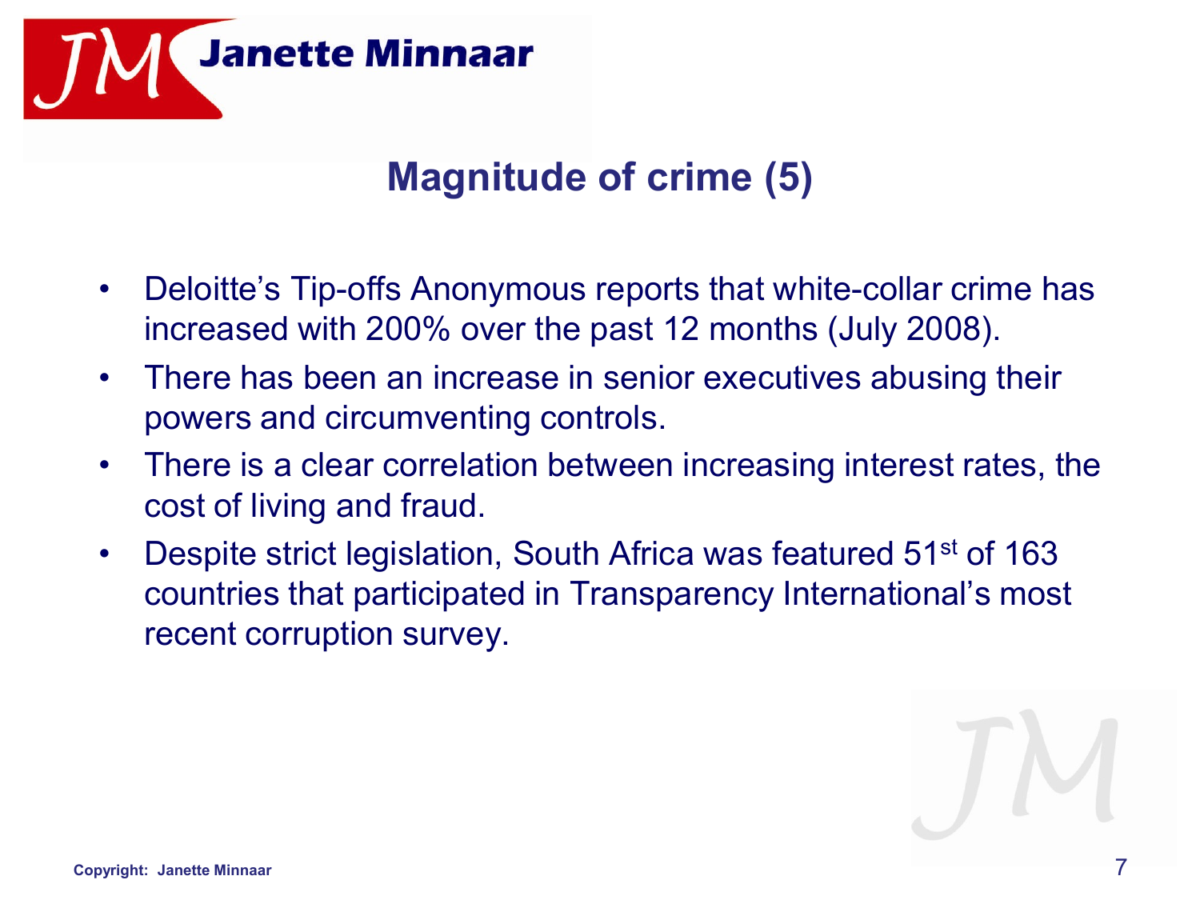# Magnitude of crime (5)

- Deloitte's Tip-offs Anonymous reports that white-collar crime has increased with 200% over the past 12 months (July 2008).
- There has been an increase in senior executives abusing their powers and circumventing controls.
- There is a clear correlation between increasing interest rates, the cost of living and fraud.
- Despite strict legislation, South Africa was featured 51st of 163 countries that participated in Transparency International's most recent corruption survey.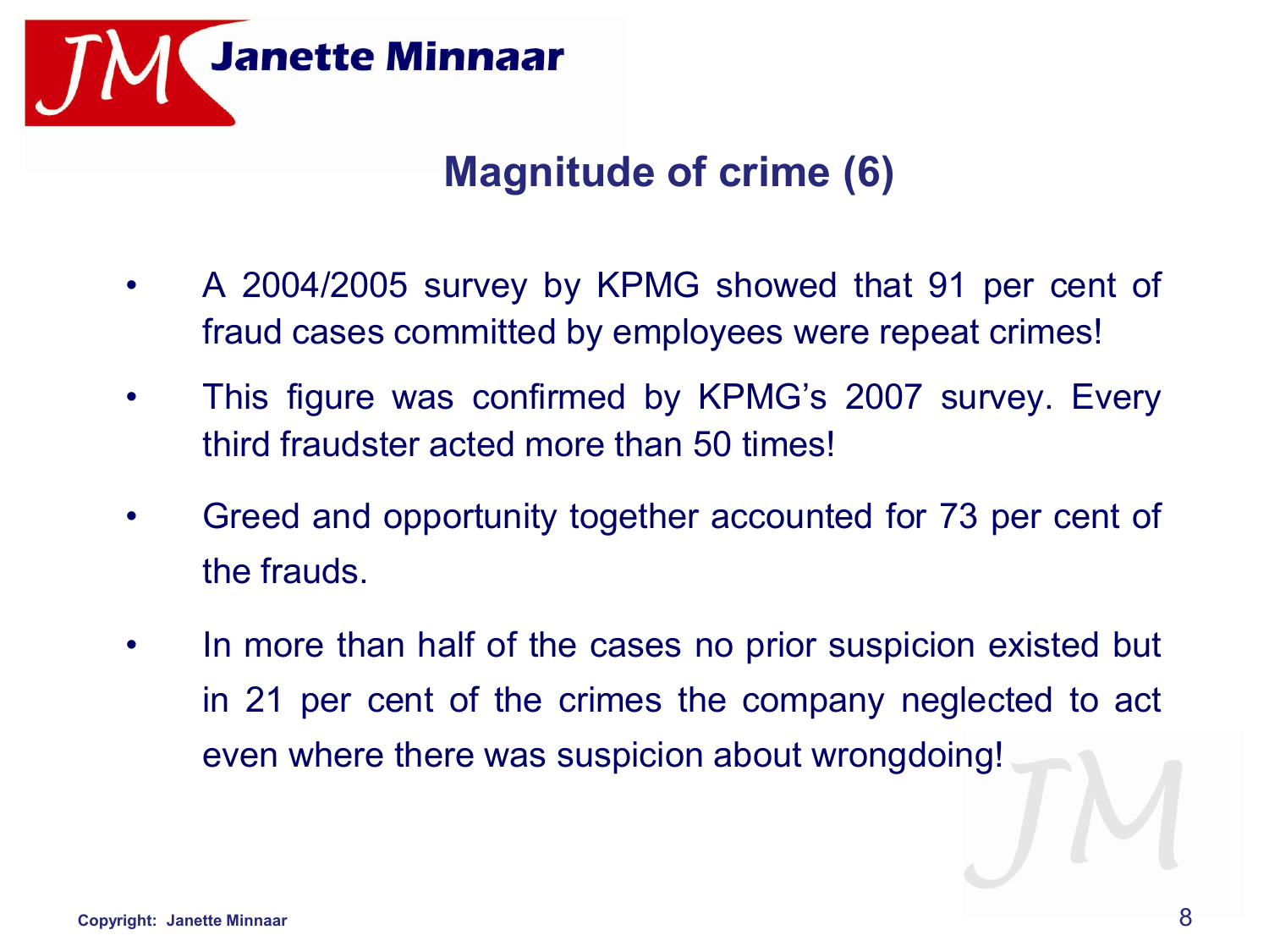# Magnitude of crime (6)

- A 2004/2005 survey by KPMG showed that 91 per cent of fraud cases committed by employees were repeat crimes!
- This figure was confirmed by KPMG's 2007 survey. Every third fraudster acted more than 50 times!
- Greed and opportunity together accounted for 73 per cent of the frauds.
- In more than half of the cases no prior suspicion existed but in 21 per cent of the crimes the company neglected to act even where there was suspicion about wrongdoing!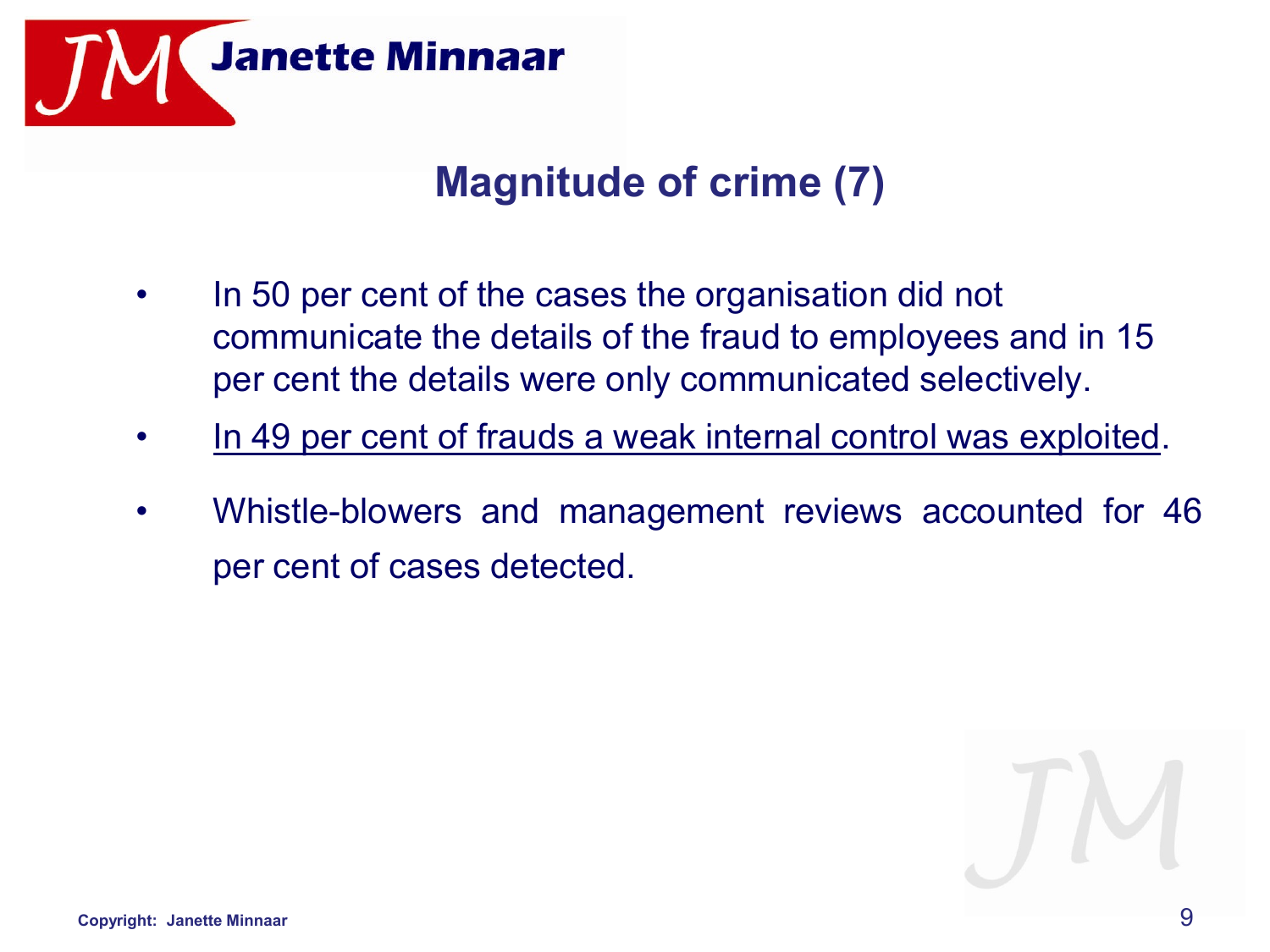## Magnitude of crime (7)

- In 50 per cent of the cases the organisation did not communicate the details of the fraud to employees and in 15 per cent the details were only communicated selectively.
- <u>In 49 per cent of frauds a weak internal control was exploited</u>.
- Whistle-blowers and management reviews accounted for 46 per cent of cases detected.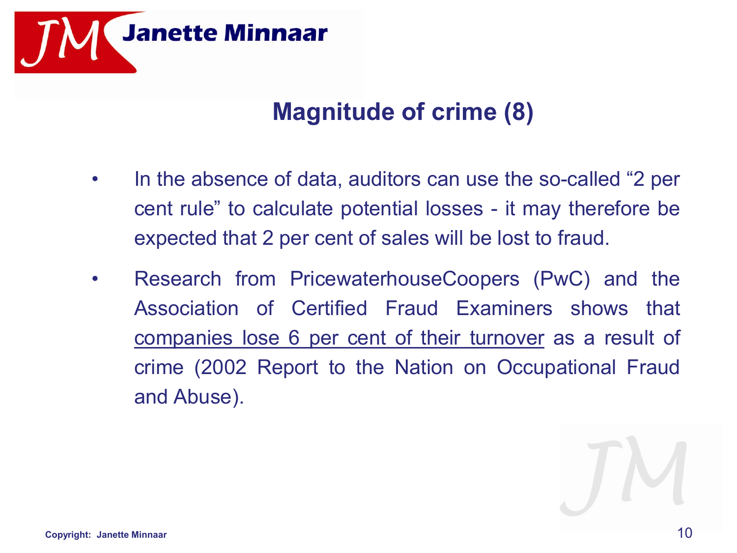## Magnitude of crime (8)

- In the absence of data, auditors can use the so-called "2 per cent rule" to calculate potential losses - it may therefore be expected that 2 per cent of sales will be lost to fraud.
- Research from PricewaterhouseCoopers (PwC) and the Association of Certified Fraud Examiners shows that <u>companies lose 6 per cent of their turnover</u> as a result of crime (2002 Report to the Nation on Occupational Fraud and Abuse).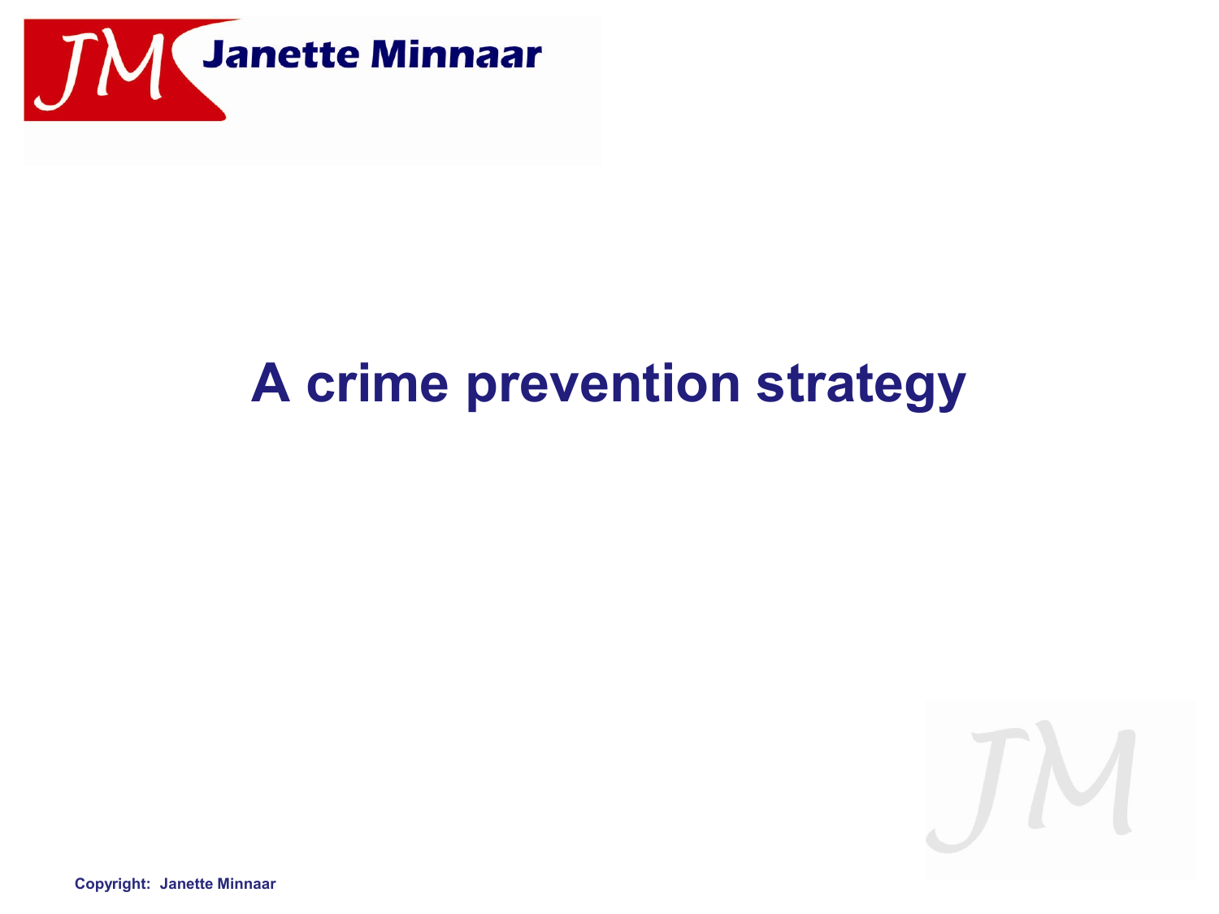# A crime prevention strategy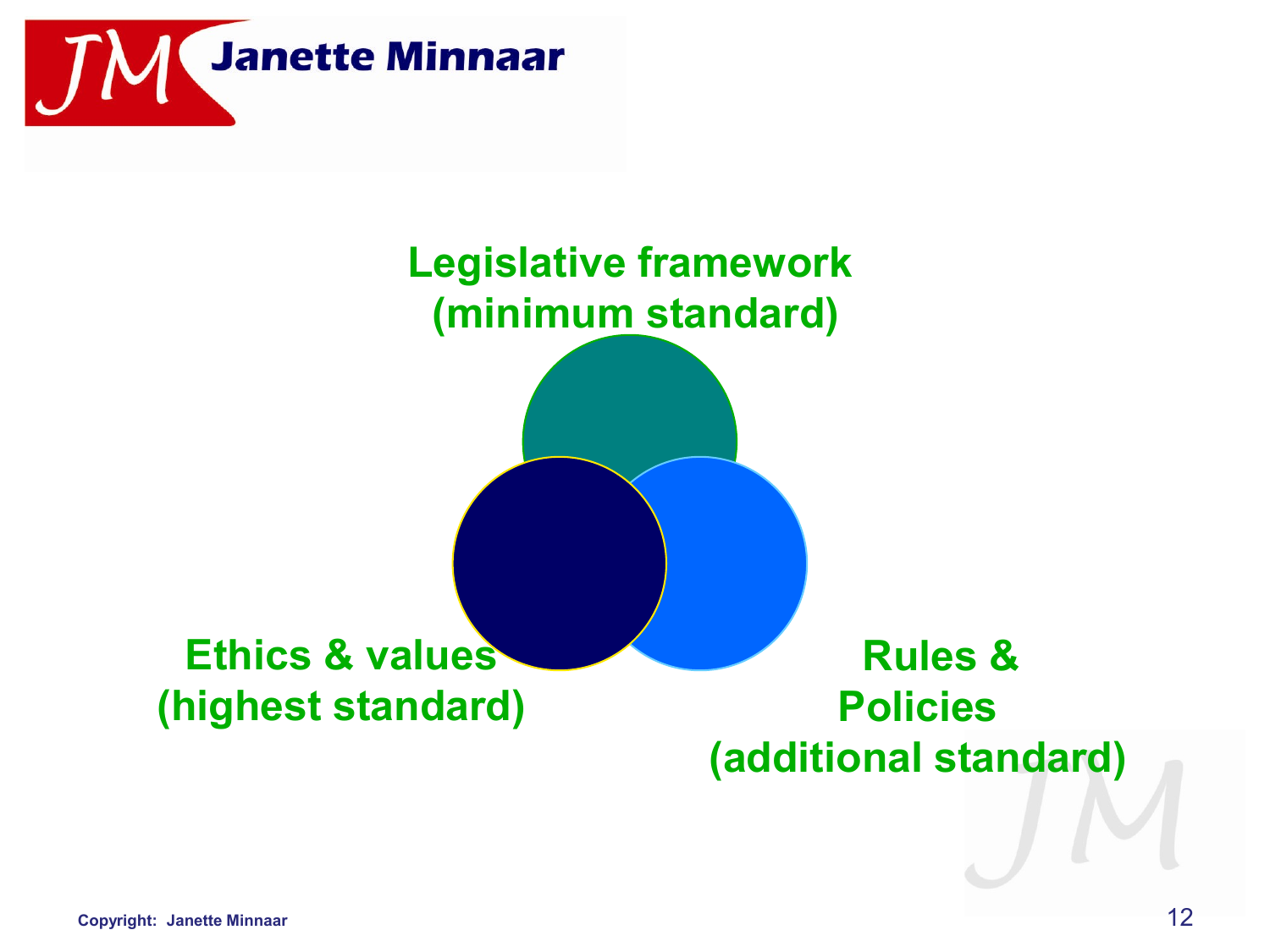Legislative framework (minimum standard)

Ethics & values (highest standard)

Rules & Policies (additional standard)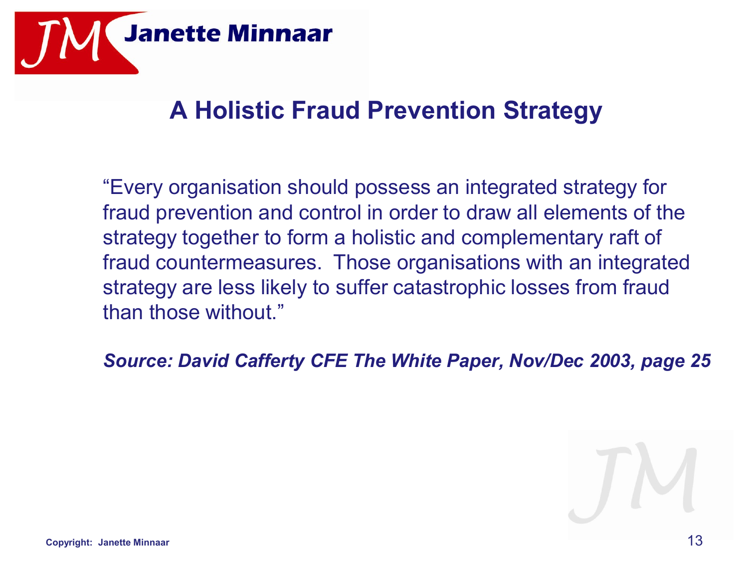# A Holistic Fraud Prevention Strategy

"Every organisation should possess an integrated strategy for fraud prevention and control in order to draw all elements of the strategy together to form a holistic and complementary raft of fraud countermeasures. Those organisations with an integrated strategy are less likely to suffer catastrophic losses from fraud than those without."

***Source: David Cafferty CFE The White Paper, Nov/Dec 2003, page 25***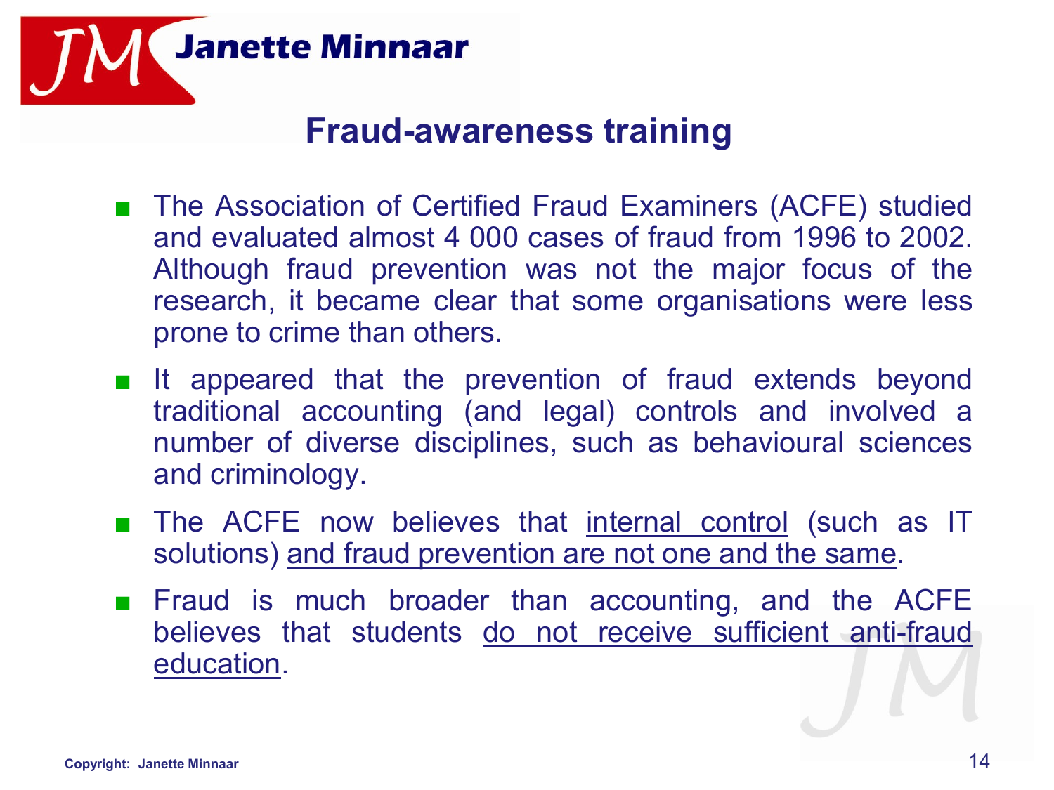## Fraud-awareness training

- The Association of Certified Fraud Examiners (ACFE) studied and evaluated almost 4 000 cases of fraud from 1996 to 2002. Although fraud prevention was not the major focus of the research, it became clear that some organisations were less prone to crime than others.
- It appeared that the prevention of fraud extends beyond traditional accounting (and legal) controls and involved a number of diverse disciplines, such as behavioural sciences and criminology.
- The ACFE now believes that <u>internal control</u> (such as IT solutions) <u>and fraud prevention are not one and the same</u>.
- Fraud is much broader than accounting, and the ACFE believes that students <u>do not receive sufficient anti-fraud education</u>.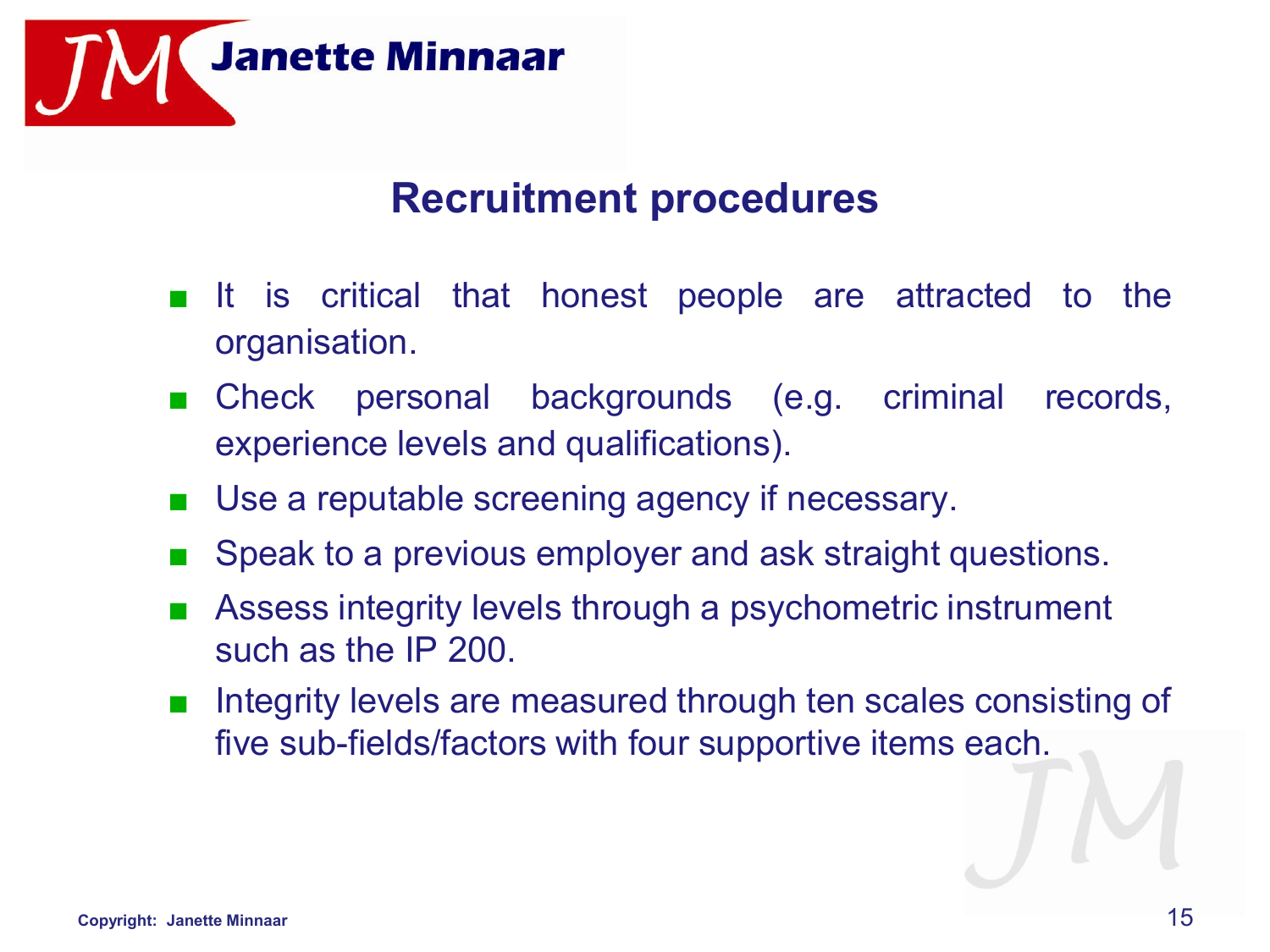## Recruitment procedures

- It is critical that honest people are attracted to the organisation.
- Check personal backgrounds (e.g. criminal records, experience levels and qualifications).
- Use a reputable screening agency if necessary.
- Speak to a previous employer and ask straight questions.
- Assess integrity levels through a psychometric instrument such as the IP 200.
- Integrity levels are measured through ten scales consisting of five sub-fields/factors with four supportive items each.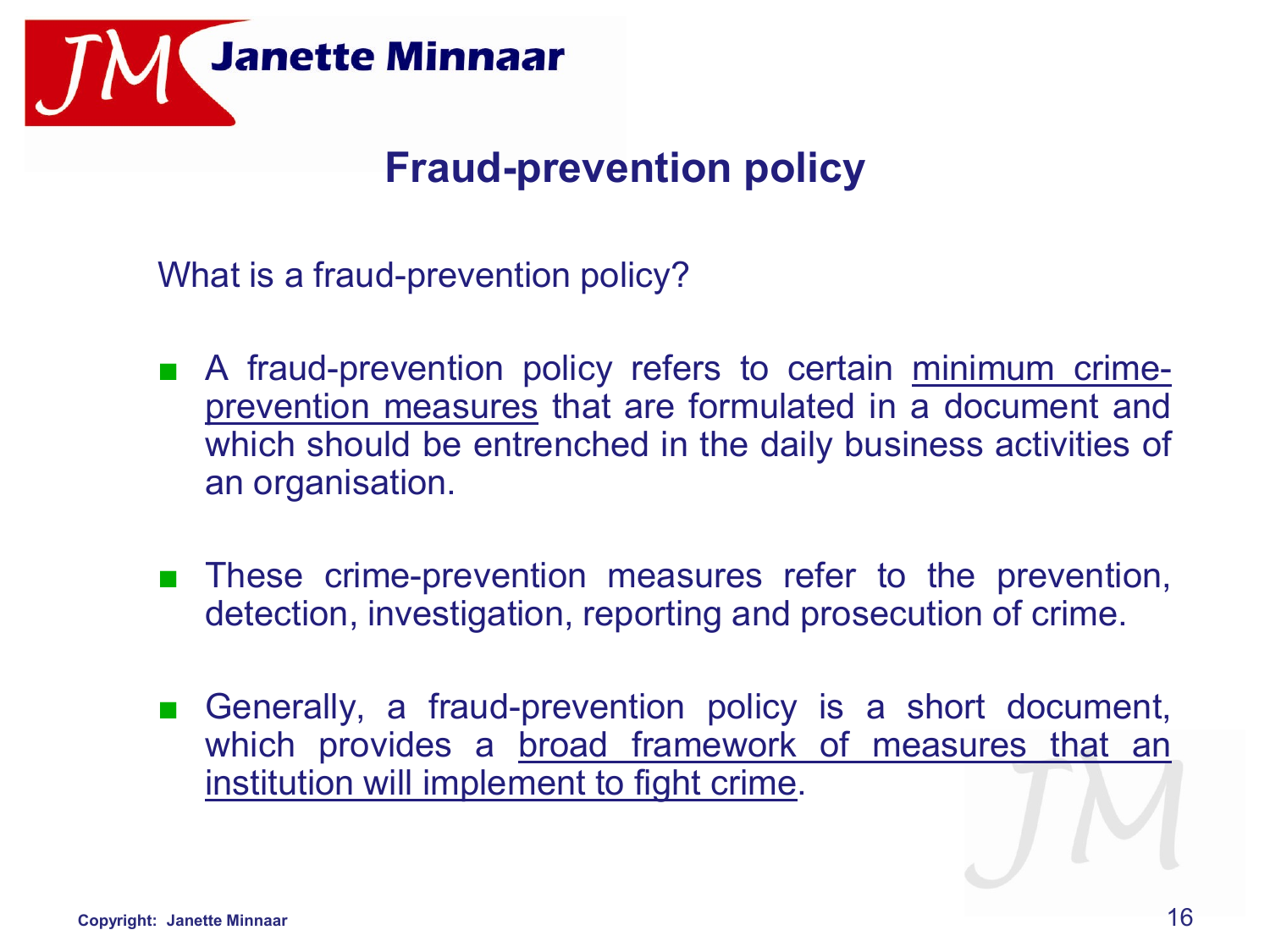# Fraud-prevention policy

What is a fraud-prevention policy?

- A fraud-prevention policy refers to certain minimum crime-prevention measures that are formulated in a document and which should be entrenched in the daily business activities of an organisation.

- These crime-prevention measures refer to the prevention, detection, investigation, reporting and prosecution of crime.

- Generally, a fraud-prevention policy is a short document, which provides a broad framework of measures that an institution will implement to fight crime.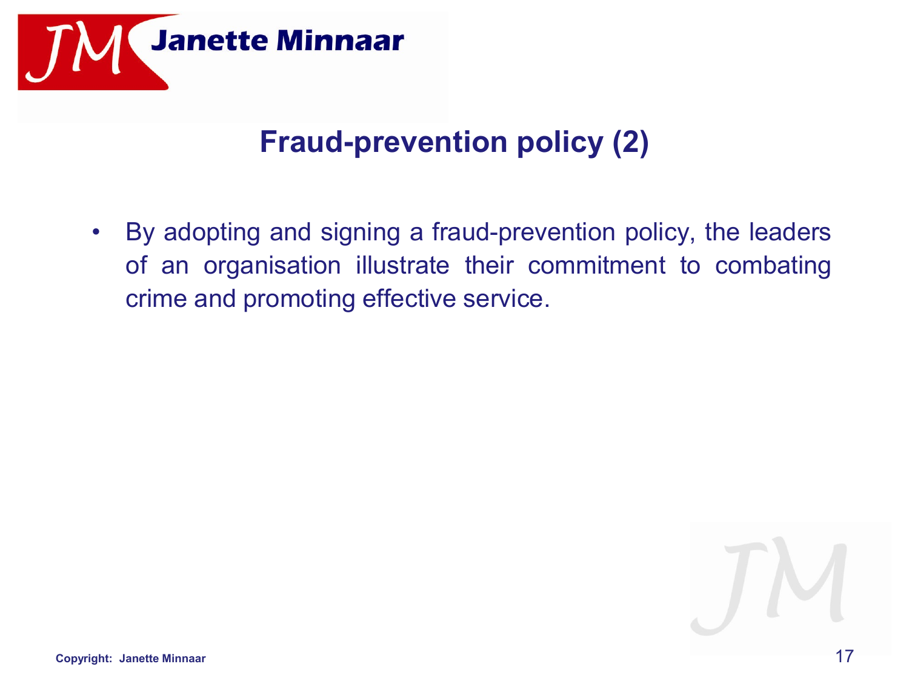## Fraud-prevention policy (2)

- By adopting and signing a fraud-prevention policy, the leaders of an organisation illustrate their commitment to combating crime and promoting effective service.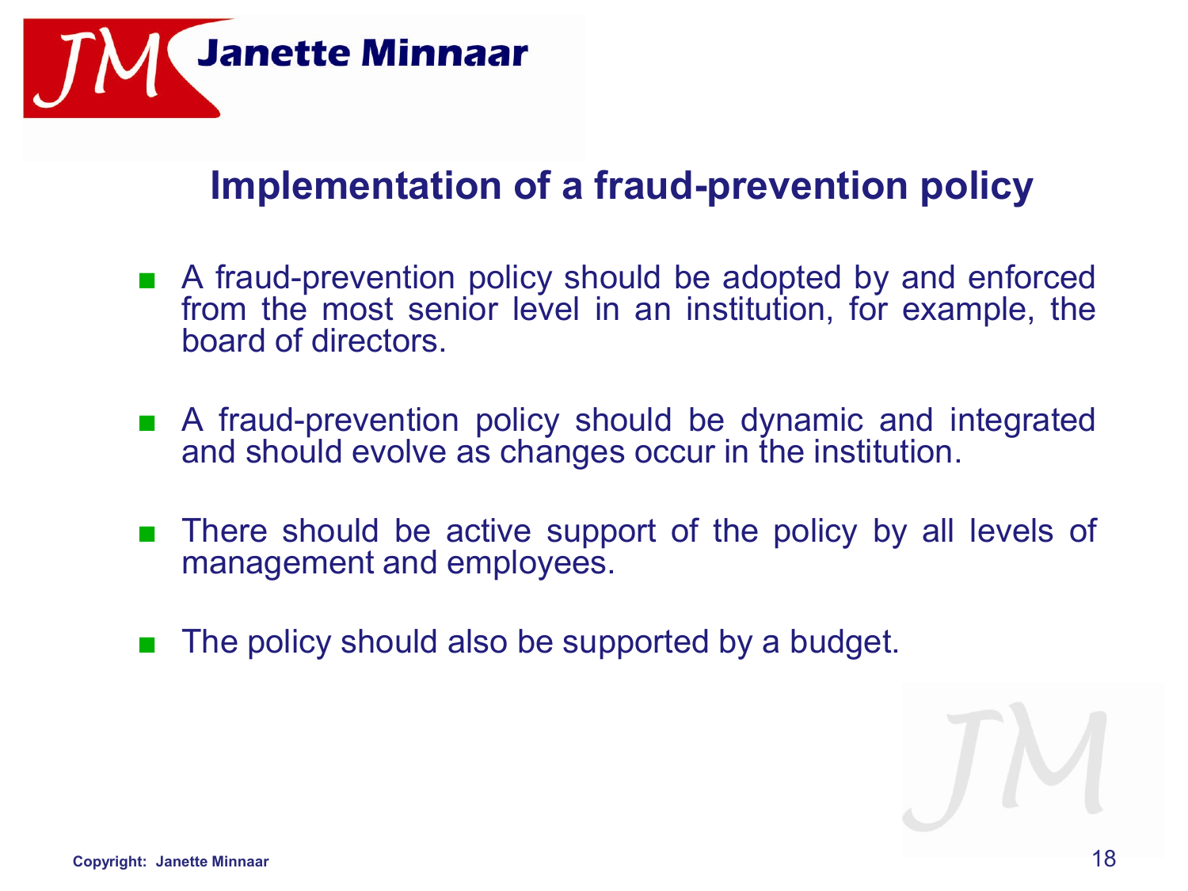## Implementation of a fraud-prevention policy

- A fraud-prevention policy should be adopted by and enforced from the most senior level in an institution, for example, the board of directors.
- A fraud-prevention policy should be dynamic and integrated and should evolve as changes occur in the institution.
- There should be active support of the policy by all levels of management and employees.
- The policy should also be supported by a budget.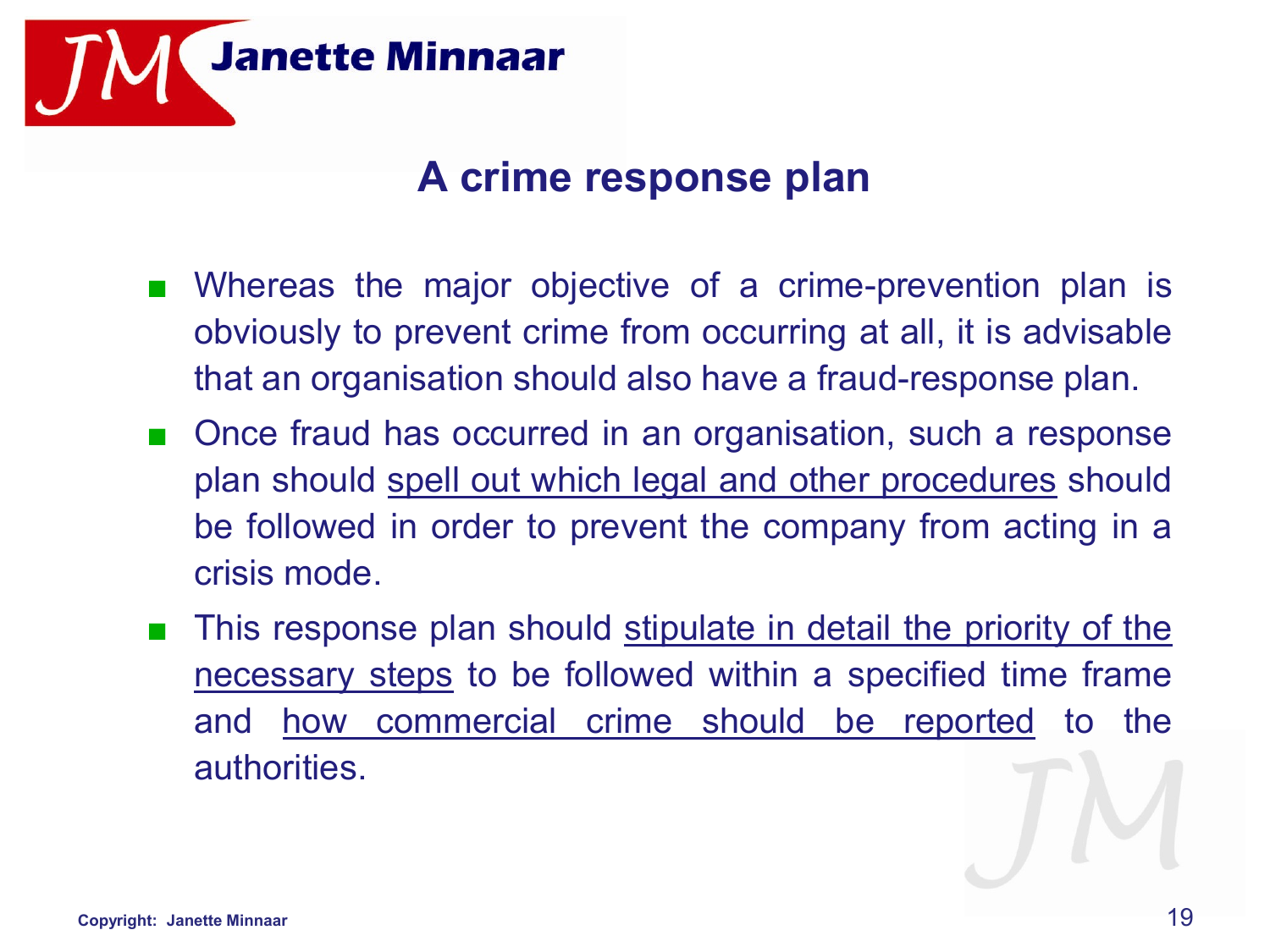## A crime response plan

- Whereas the major objective of a crime-prevention plan is obviously to prevent crime from occurring at all, it is advisable that an organisation should also have a fraud-response plan.
- Once fraud has occurred in an organisation, such a response plan should <u>spell out which legal and other procedures</u> should be followed in order to prevent the company from acting in a crisis mode.
- This response plan should <u>stipulate in detail the priority of the necessary steps</u> to be followed within a specified time frame and <u>how commercial crime should be reported</u> to the authorities.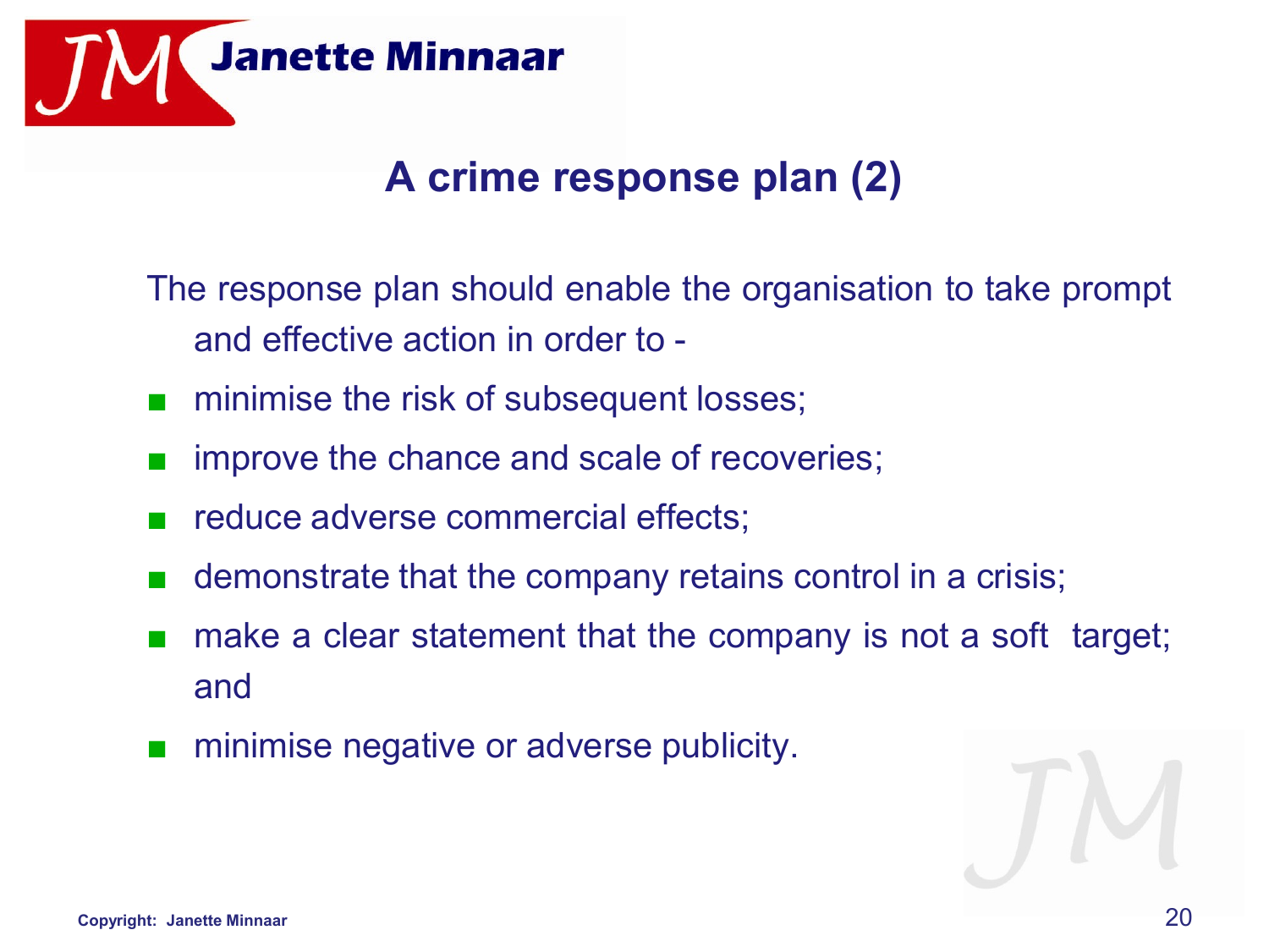## A crime response plan (2)

The response plan should enable the organisation to take prompt and effective action in order to -

- minimise the risk of subsequent losses;
- improve the chance and scale of recoveries;
- reduce adverse commercial effects;
- demonstrate that the company retains control in a crisis;
- make a clear statement that the company is not a soft target; and
- minimise negative or adverse publicity.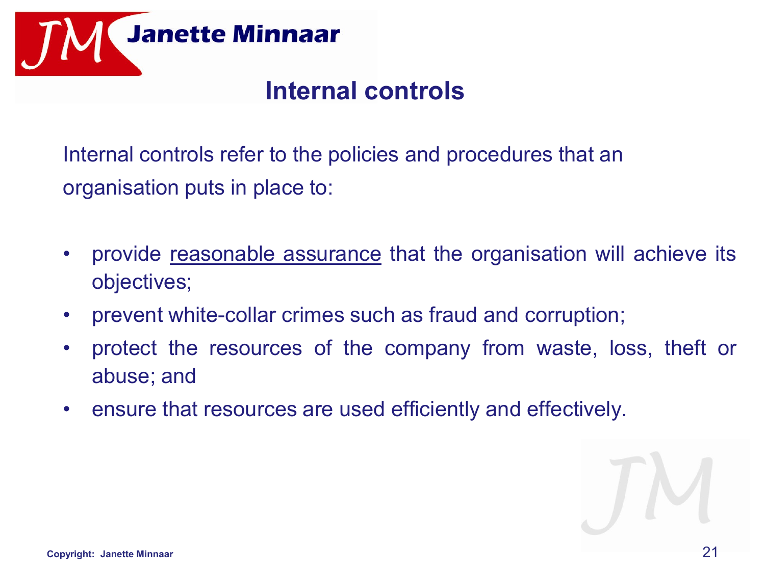# Internal controls

Internal controls refer to the policies and procedures that an organisation puts in place to:

- provide <u>reasonable assurance</u> that the organisation will achieve its objectives;
- prevent white-collar crimes such as fraud and corruption;
- protect the resources of the company from waste, loss, theft or abuse; and
- ensure that resources are used efficiently and effectively.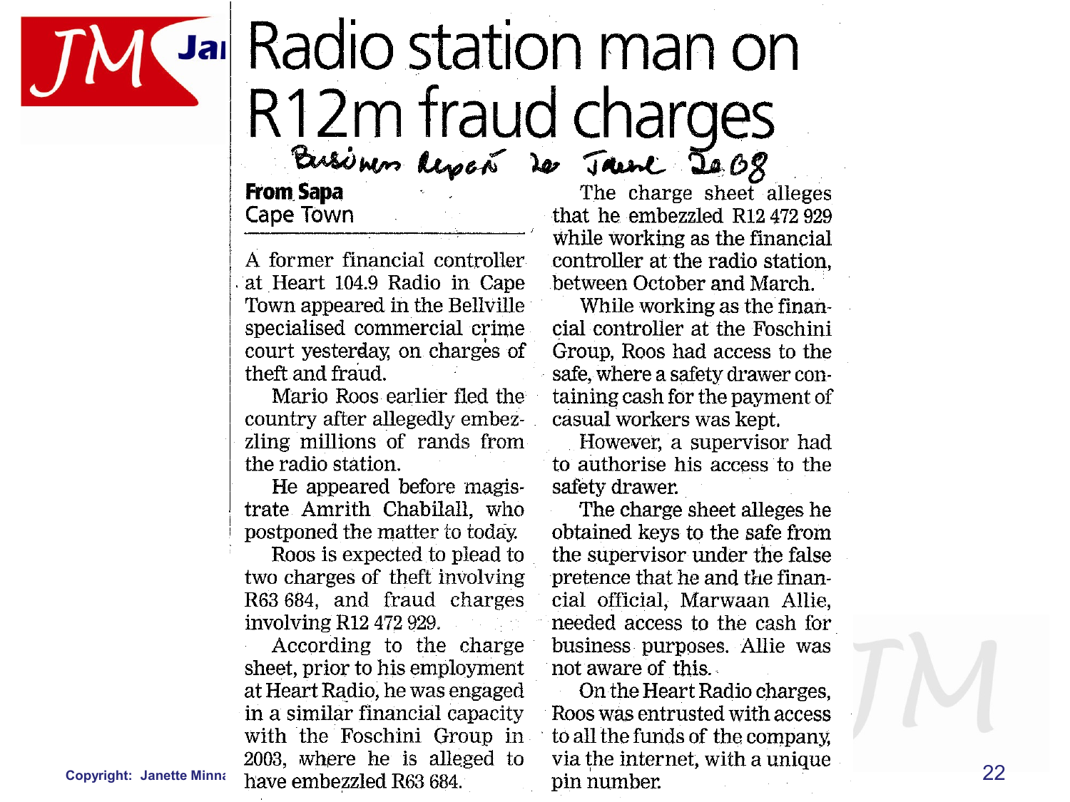# Radio station man on R12m fraud charges

Business Report 20 June 2008

**From Sapa**
Cape Town

A former financial controller at Heart 104.9 Radio in Cape Town appeared in the Bellville specialised commercial crime court yesterday, on charges of theft and fraud.

Mario Roos earlier fled the country after allegedly embezzling millions of rands from the radio station.

He appeared before magistrate Amrith Chabilall, who postponed the matter to today.

Roos is expected to plead to two charges of theft involving R63 684, and fraud charges involving R12 472 929.

According to the charge sheet, prior to his employment at Heart Radio, he was engaged in a similar financial capacity with the Foschini Group in 2003, where he is alleged to have embezzled R63 684.

The charge sheet alleges that he embezzled R12 472 929 while working as the financial controller at the radio station, between October and March.

While working as the financial controller at the Foschini Group, Roos had access to the safe, where a safety drawer containing cash for the payment of casual workers was kept.

However, a supervisor had to authorise his access to the safety drawer.

The charge sheet alleges he obtained keys to the safe from the supervisor under the false pretence that he and the financial official, Marwaan Allie, needed access to the cash for business purposes. Allie was not aware of this.

On the Heart Radio charges, Roos was entrusted with access to all the funds of the company, via the internet, with a unique pin number.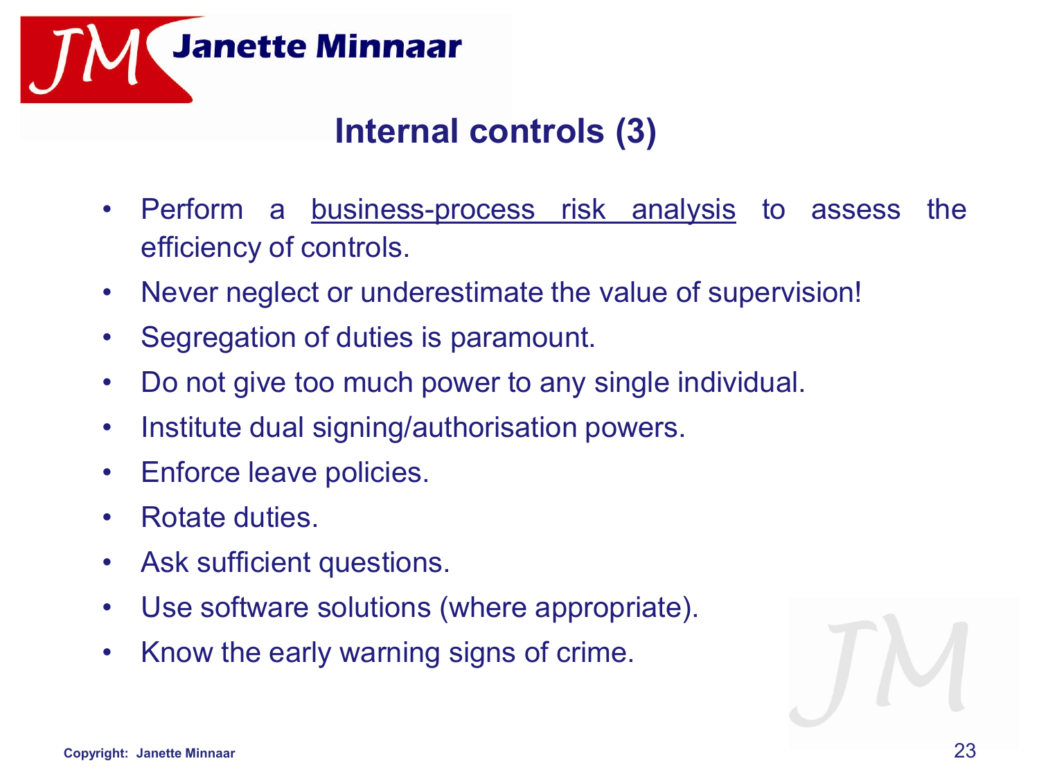# Internal controls (3)

- Perform a <u>business-process risk analysis</u> to assess the efficiency of controls.
- Never neglect or underestimate the value of supervision!
- Segregation of duties is paramount.
- Do not give too much power to any single individual.
- Institute dual signing/authorisation powers.
- Enforce leave policies.
- Rotate duties.
- Ask sufficient questions.
- Use software solutions (where appropriate).
- Know the early warning signs of crime.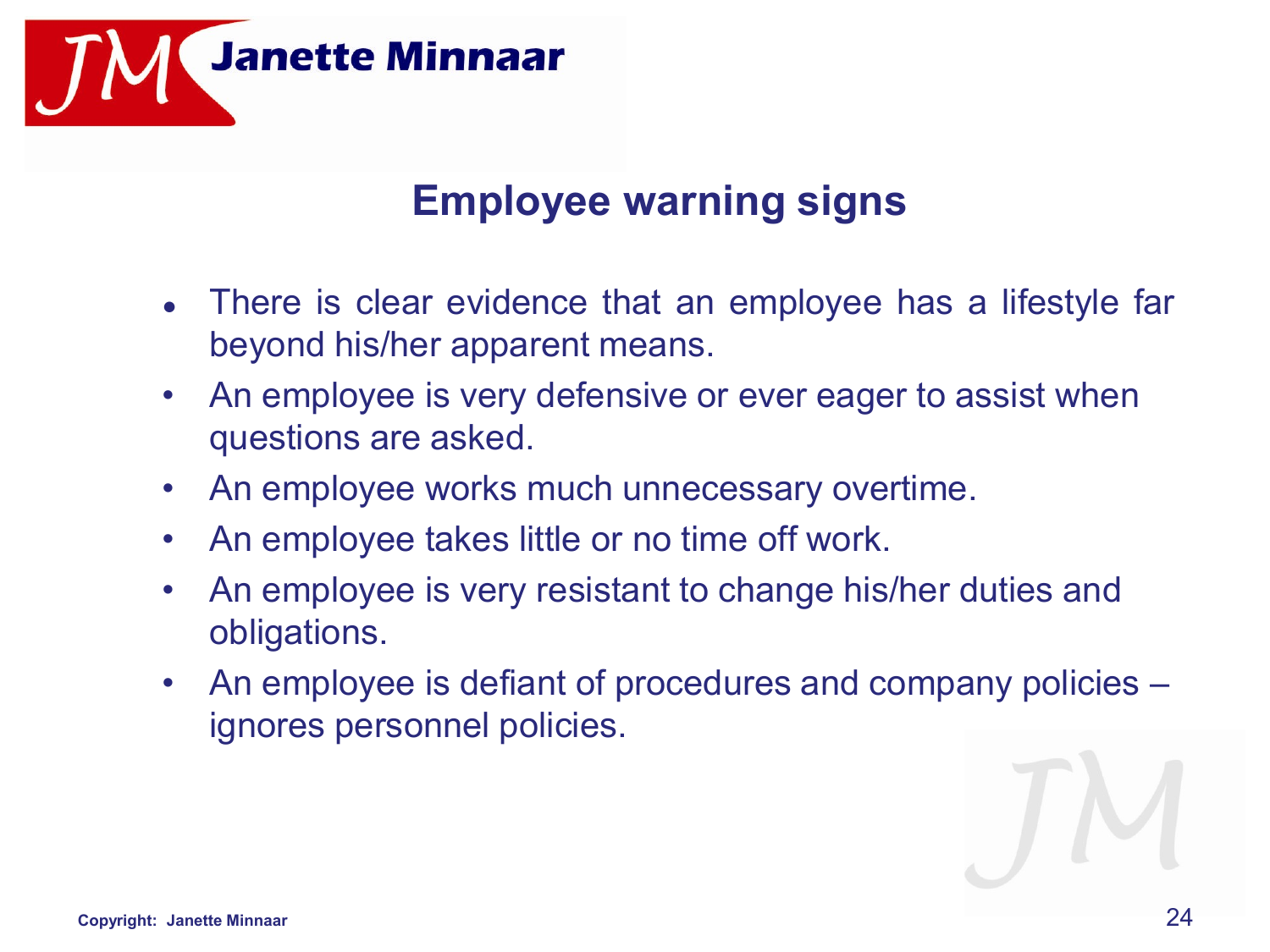## Employee warning signs

- There is clear evidence that an employee has a lifestyle far beyond his/her apparent means.
- An employee is very defensive or ever eager to assist when questions are asked.
- An employee works much unnecessary overtime.
- An employee takes little or no time off work.
- An employee is very resistant to change his/her duties and obligations.
- An employee is defiant of procedures and company policies – ignores personnel policies.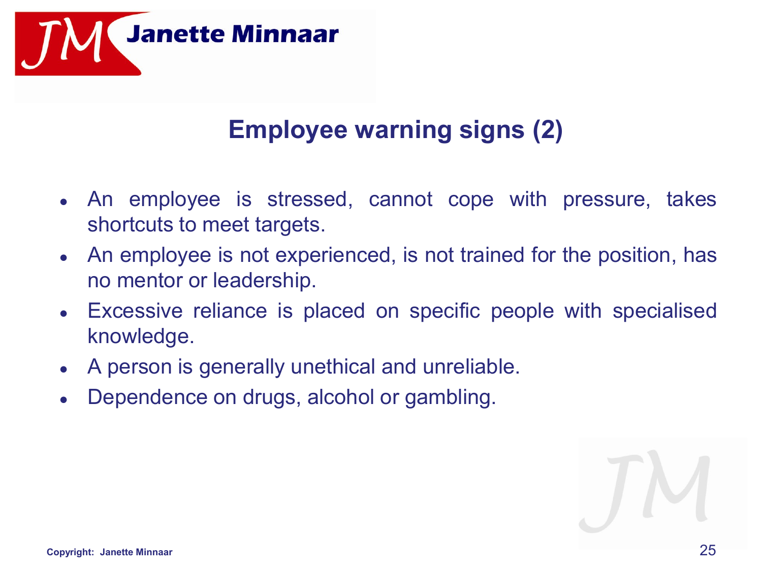## Employee warning signs (2)

- An employee is stressed, cannot cope with pressure, takes shortcuts to meet targets.
- An employee is not experienced, is not trained for the position, has no mentor or leadership.
- Excessive reliance is placed on specific people with specialised knowledge.
- A person is generally unethical and unreliable.
- Dependence on drugs, alcohol or gambling.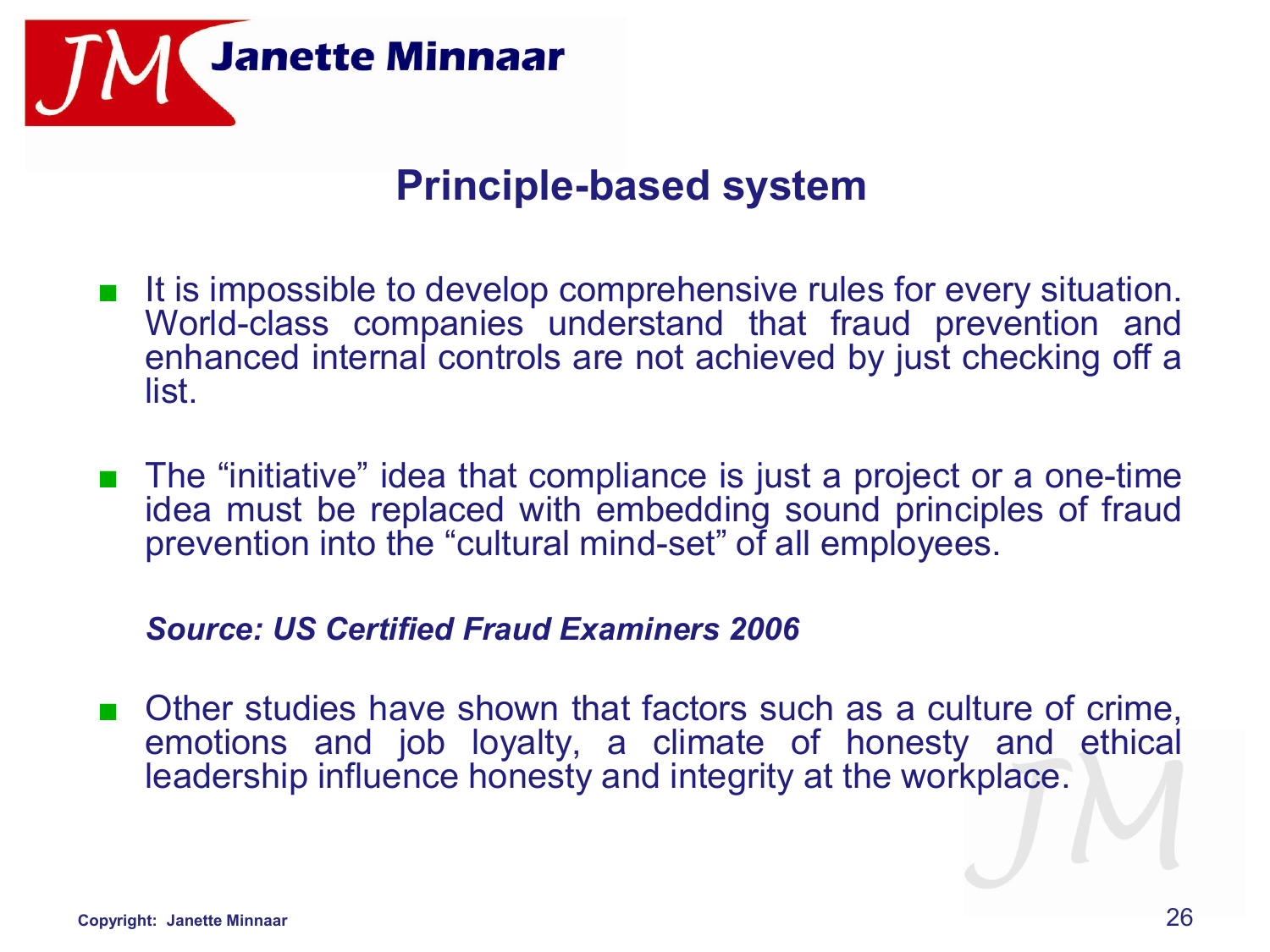## Principle-based system

- It is impossible to develop comprehensive rules for every situation. World-class companies understand that fraud prevention and enhanced internal controls are not achieved by just checking off a list.

- The "initiative" idea that compliance is just a project or a one-time idea must be replaced with embedding sound principles of fraud prevention into the "cultural mind-set" of all employees.

***Source: US Certified Fraud Examiners 2006***

- Other studies have shown that factors such as a culture of crime, emotions and job loyalty, a climate of honesty and ethical leadership influence honesty and integrity at the workplace.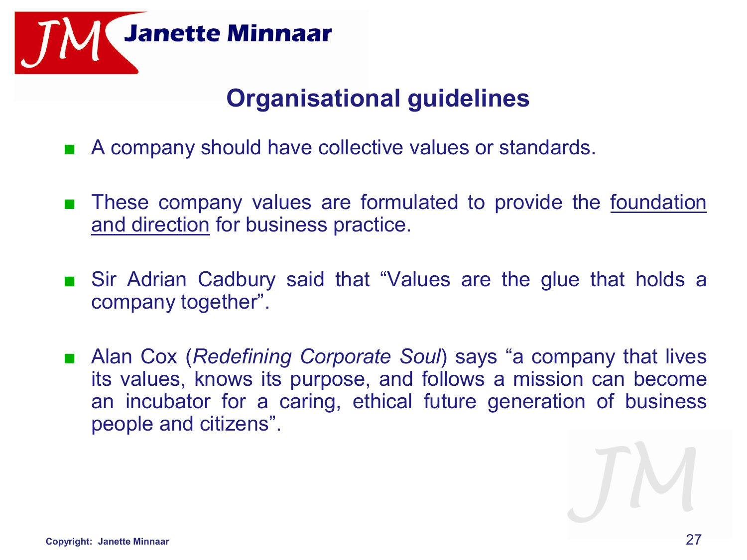## Organisational guidelines

- A company should have collective values or standards.
- These company values are formulated to provide the foundation and direction for business practice.
- Sir Adrian Cadbury said that "Values are the glue that holds a company together".
- Alan Cox (*Redefining Corporate Soul*) says "a company that lives its values, knows its purpose, and follows a mission can become an incubator for a caring, ethical future generation of business people and citizens".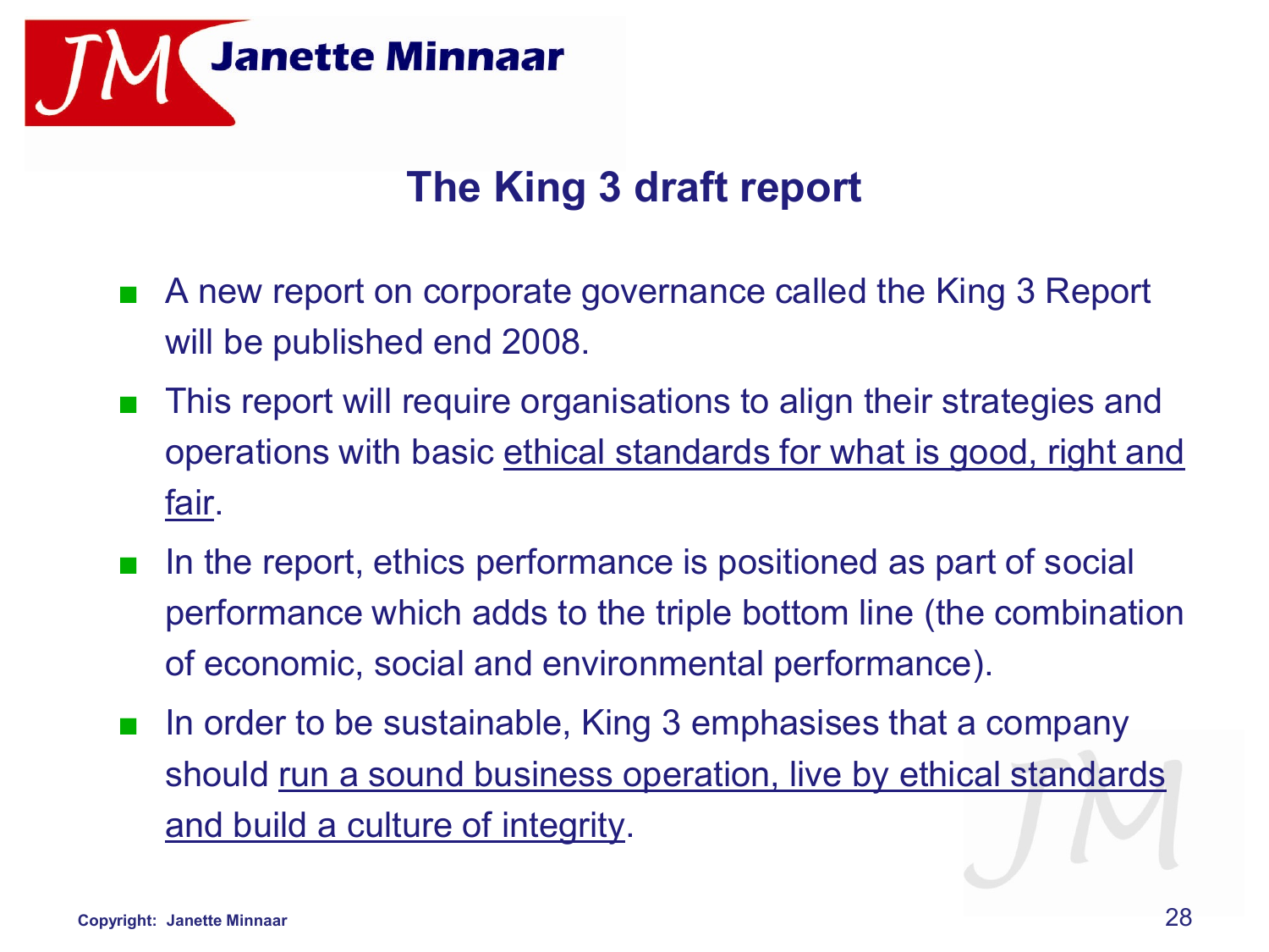# The King 3 draft report

- A new report on corporate governance called the King 3 Report will be published end 2008.
- This report will require organisations to align their strategies and operations with basic ethical standards for what is good, right and fair.
- In the report, ethics performance is positioned as part of social performance which adds to the triple bottom line (the combination of economic, social and environmental performance).
- In order to be sustainable, King 3 emphasises that a company should run a sound business operation, live by ethical standards and build a culture of integrity.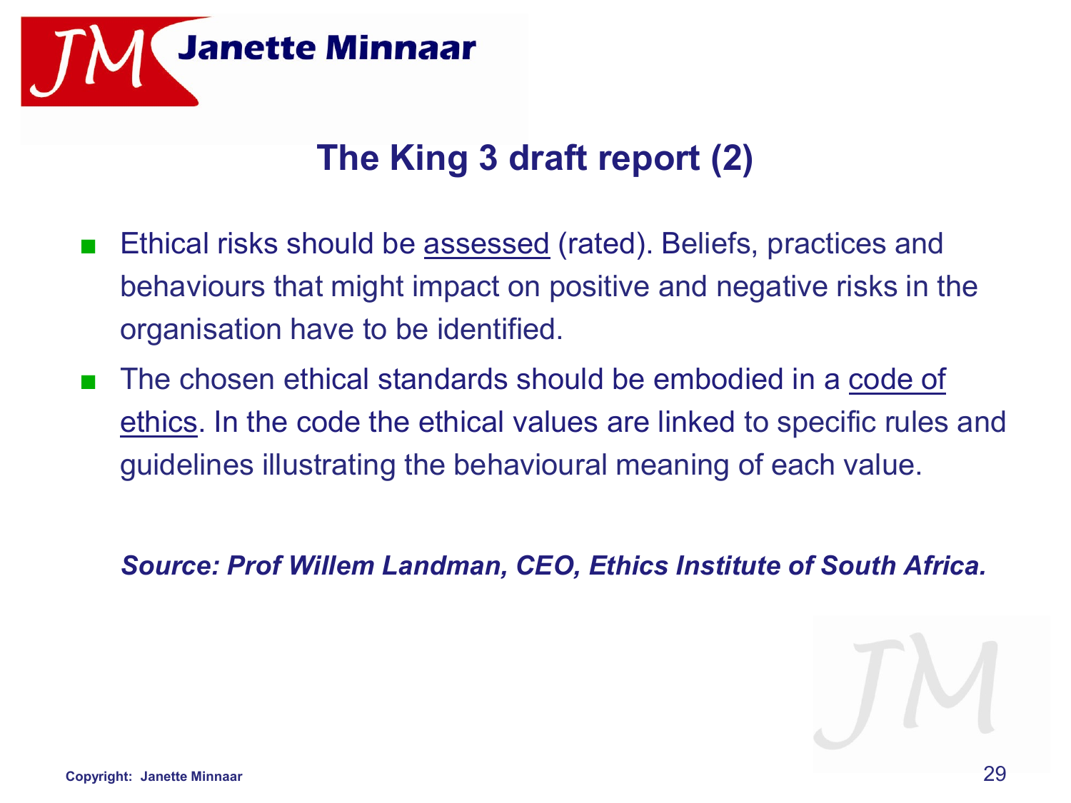## The King 3 draft report (2)

- Ethical risks should be assessed (rated). Beliefs, practices and behaviours that might impact on positive and negative risks in the organisation have to be identified.
- The chosen ethical standards should be embodied in a code of ethics. In the code the ethical values are linked to specific rules and guidelines illustrating the behavioural meaning of each value.

***Source: Prof Willem Landman, CEO, Ethics Institute of South Africa.***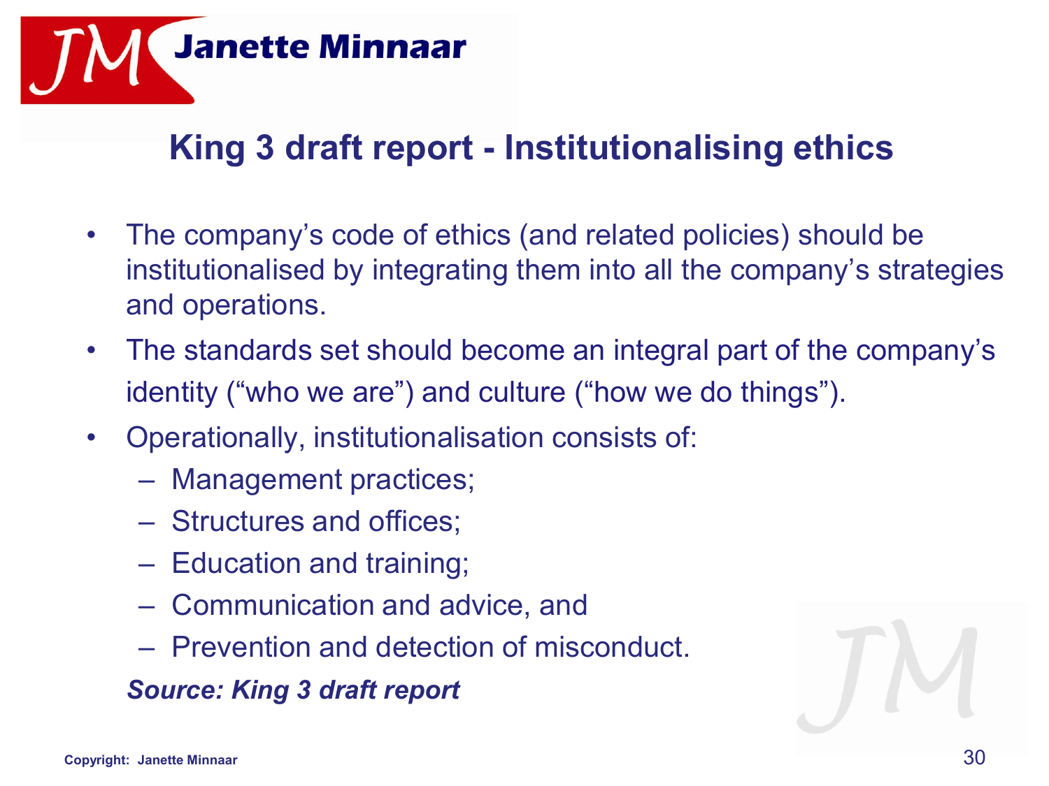## King 3 draft report - Institutionalising ethics

- The company's code of ethics (and related policies) should be institutionalised by integrating them into all the company's strategies and operations.
- The standards set should become an integral part of the company's identity ("who we are") and culture ("how we do things").
- Operationally, institutionalisation consists of:
  - Management practices;
  - Structures and offices;
  - Education and training;
  - Communication and advice, and
  - Prevention and detection of misconduct.

***Source: King 3 draft report***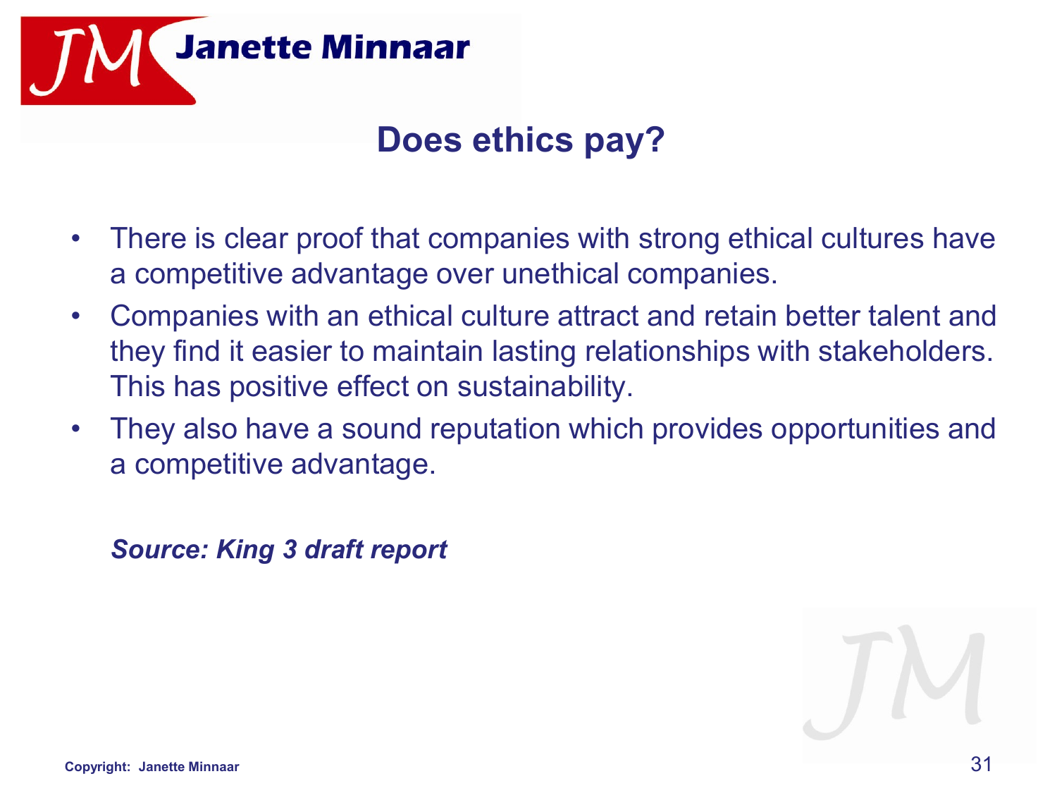# Does ethics pay?

- There is clear proof that companies with strong ethical cultures have a competitive advantage over unethical companies.
- Companies with an ethical culture attract and retain better talent and they find it easier to maintain lasting relationships with stakeholders. This has positive effect on sustainability.
- They also have a sound reputation which provides opportunities and a competitive advantage.

***Source: King 3 draft report***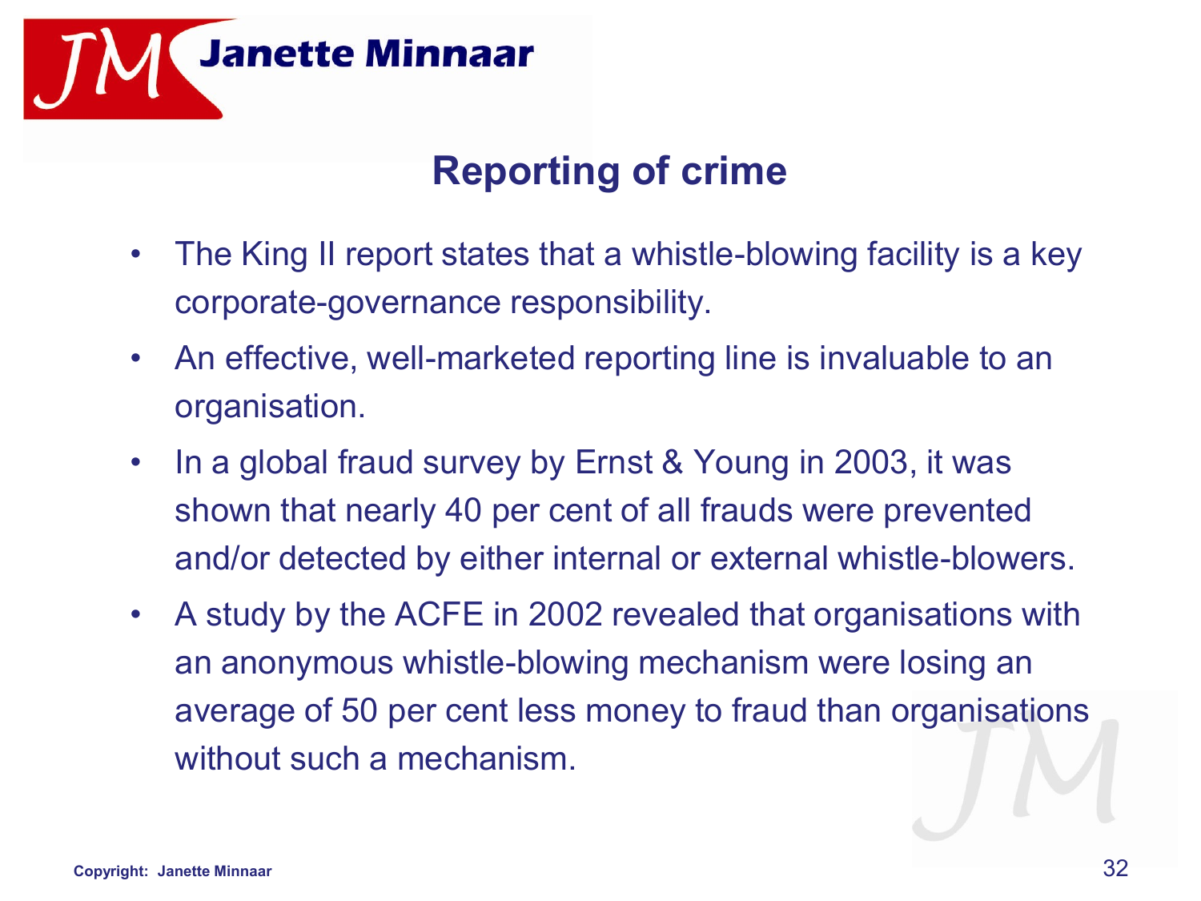## Reporting of crime

- The King II report states that a whistle-blowing facility is a key corporate-governance responsibility.
- An effective, well-marketed reporting line is invaluable to an organisation.
- In a global fraud survey by Ernst & Young in 2003, it was shown that nearly 40 per cent of all frauds were prevented and/or detected by either internal or external whistle-blowers.
- A study by the ACFE in 2002 revealed that organisations with an anonymous whistle-blowing mechanism were losing an average of 50 per cent less money to fraud than organisations without such a mechanism.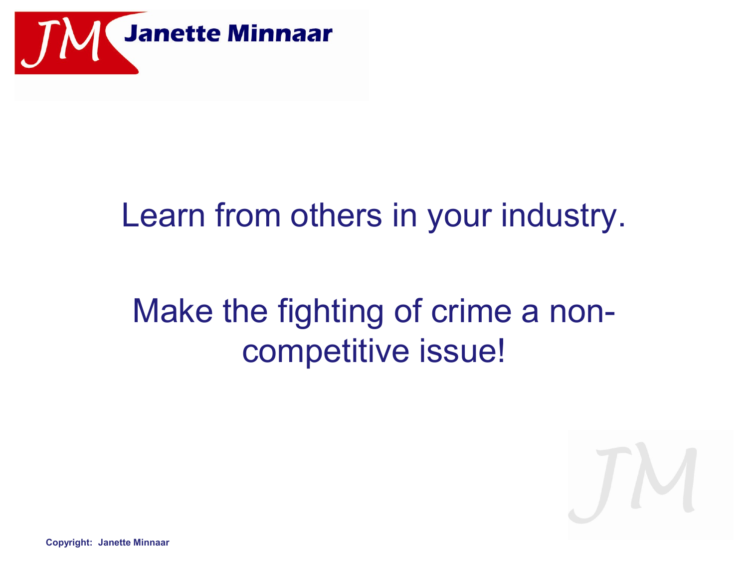Learn from others in your industry.

Make the fighting of crime a non-competitive issue!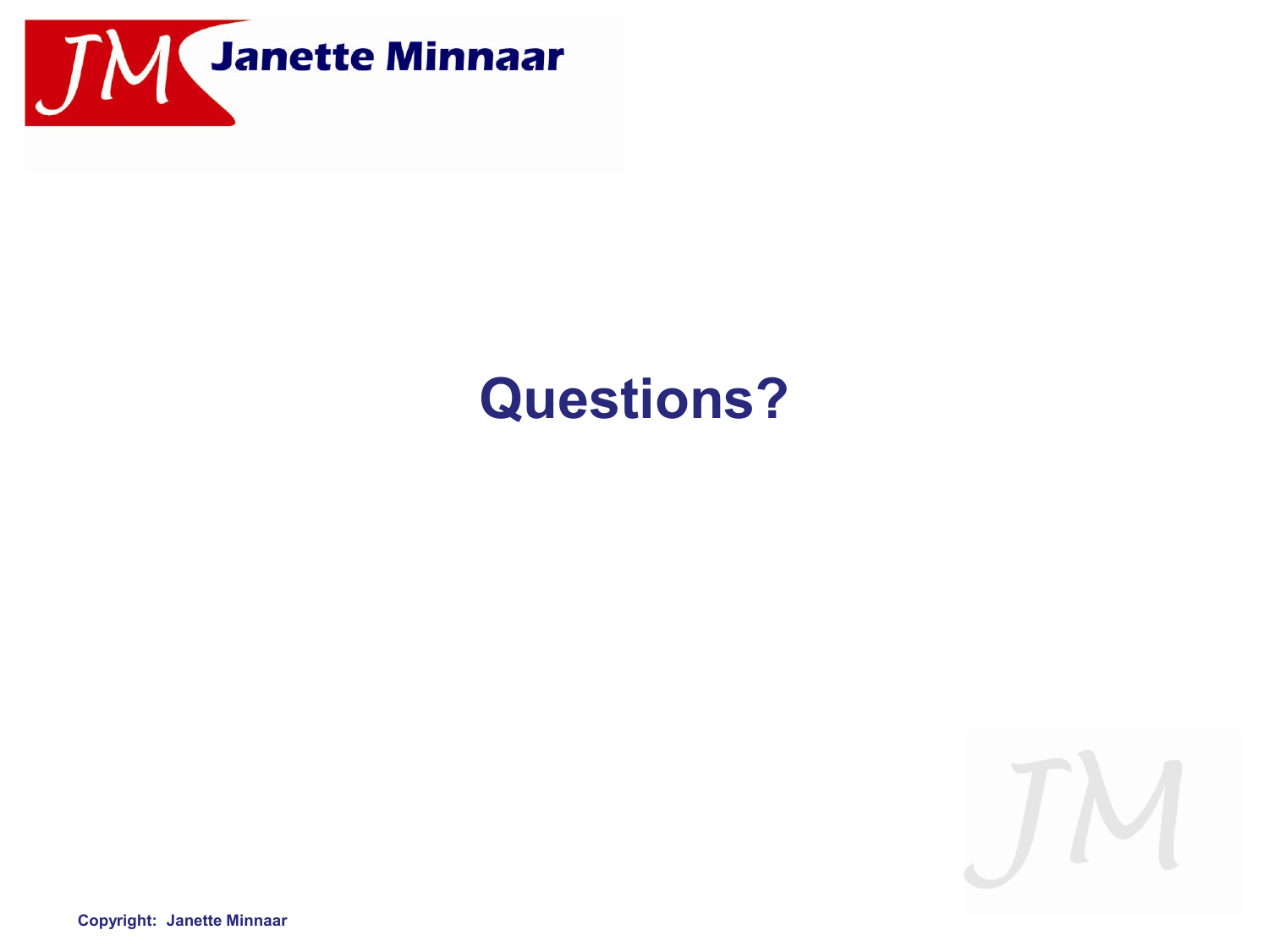# Questions?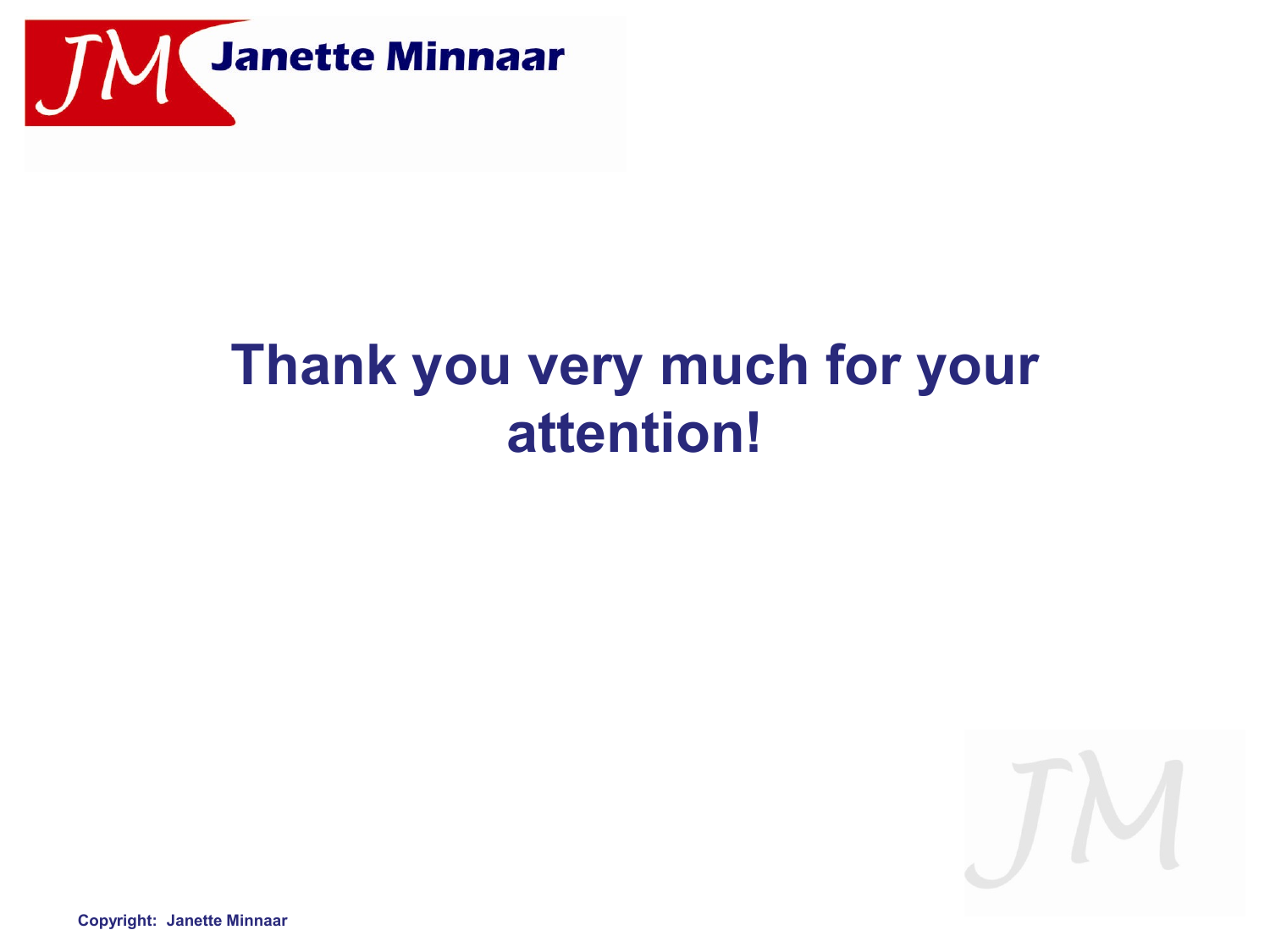# Thank you very much for your attention!